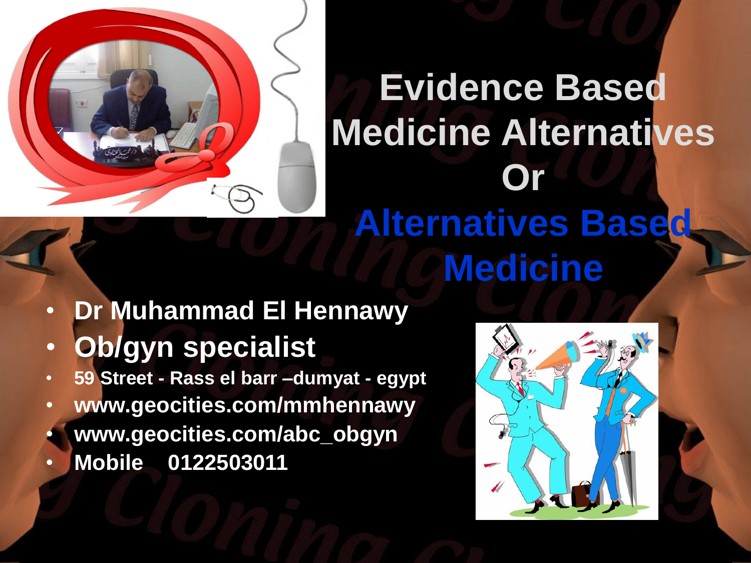# Evidence Based Medicine Alternatives Or Alternatives Based Medicine

- **Dr Muhammad El Hennawy**
- **Ob/gyn specialist**
- **59 Street - Rass el barr –dumyat - egypt**
- **www.geocities.com/mmhennawy**
- **www.geocities.com/abc_obgyn**
- **Mobile 0122503011**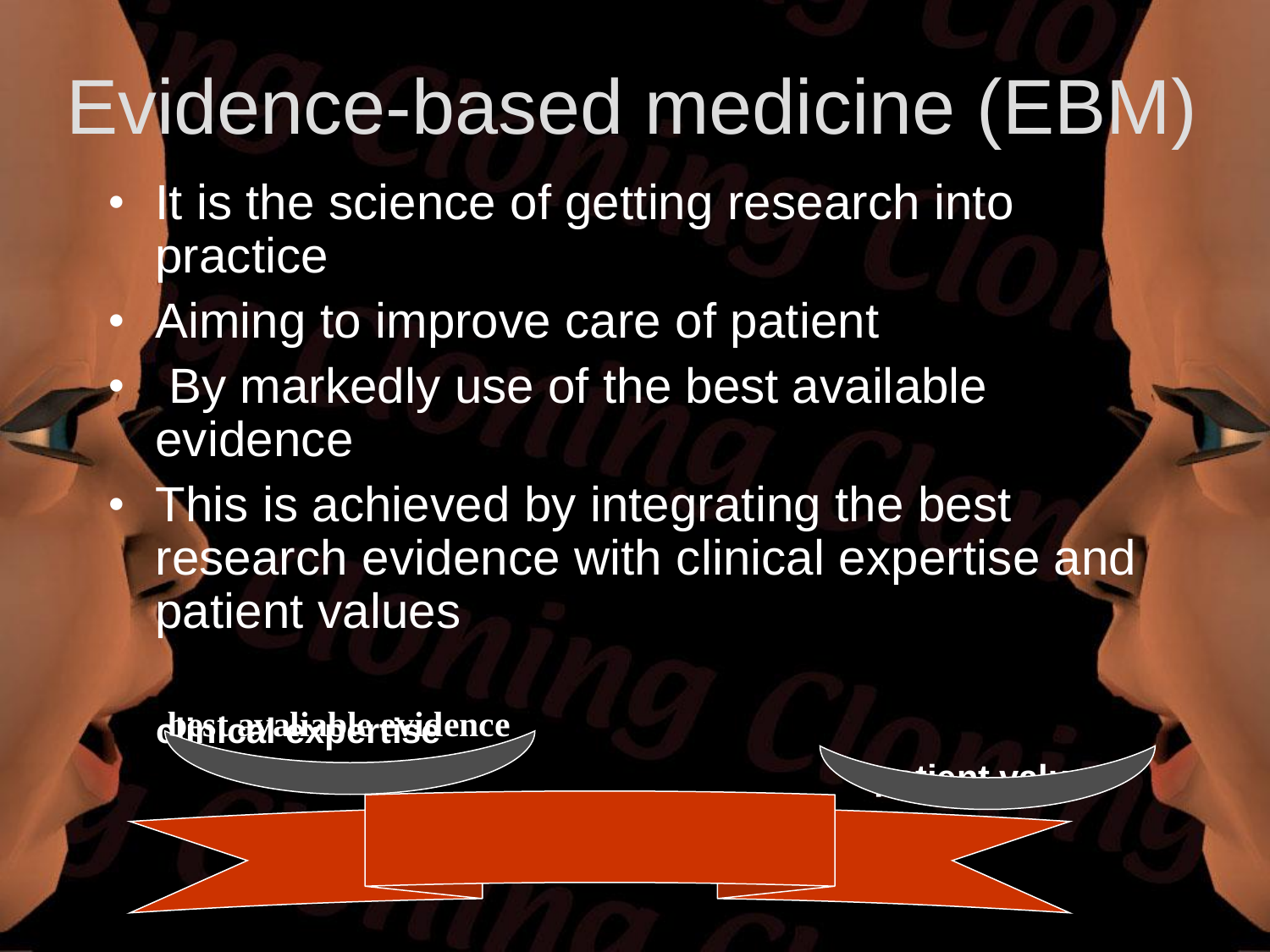# Evidence-based medicine (EBM)

- It is the science of getting research into practice
- Aiming to improve care of patient
- By markedly use of the best available evidence
- This is achieved by integrating the best research evidence with clinical expertise and patient values

best available evidence

clinical expertise

patient values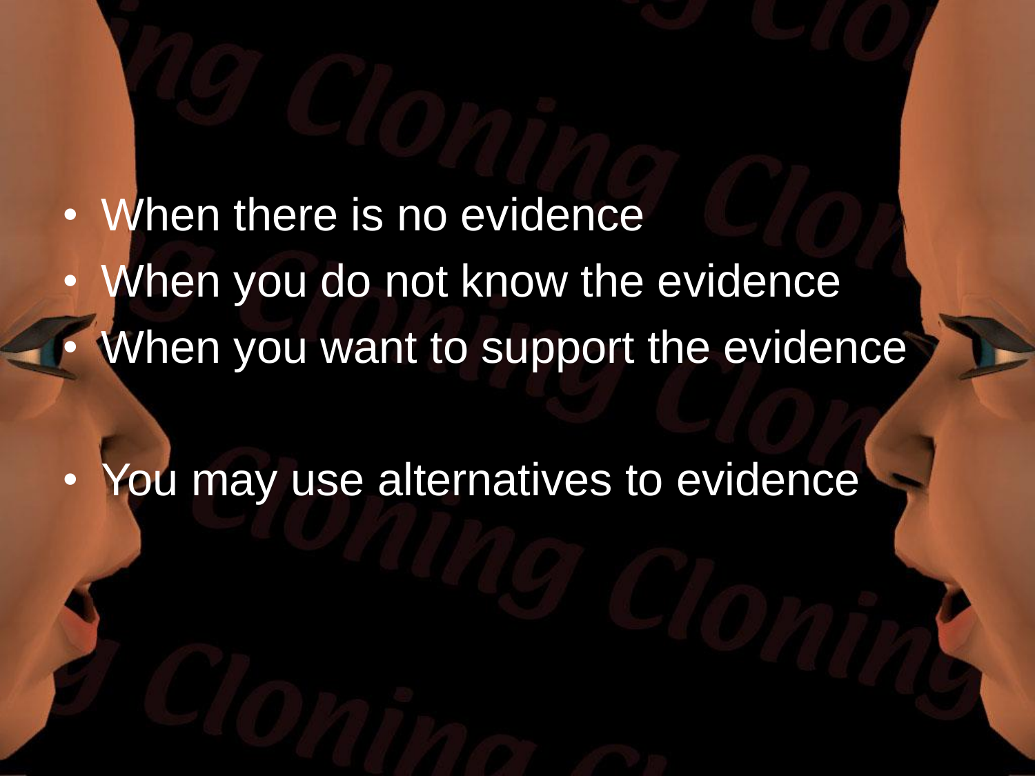- When there is no evidence
- When you do not know the evidence
- When you want to support the evidence

- You may use alternatives to evidence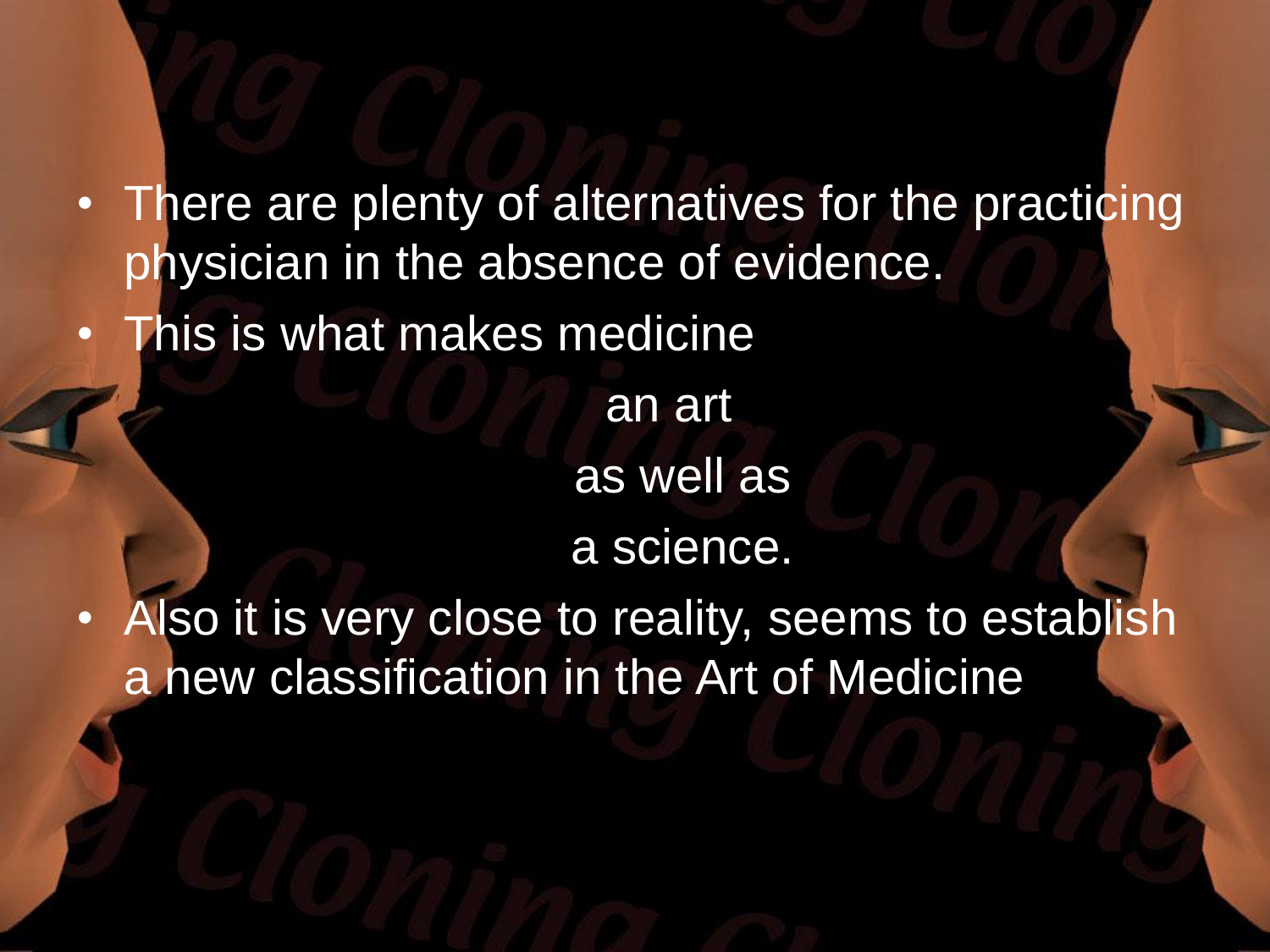- There are plenty of alternatives for the practicing physician in the absence of evidence.
- This is what makes medicine

  an art

  as well as

  a science.
- Also it is very close to reality, seems to establish a new classification in the Art of Medicine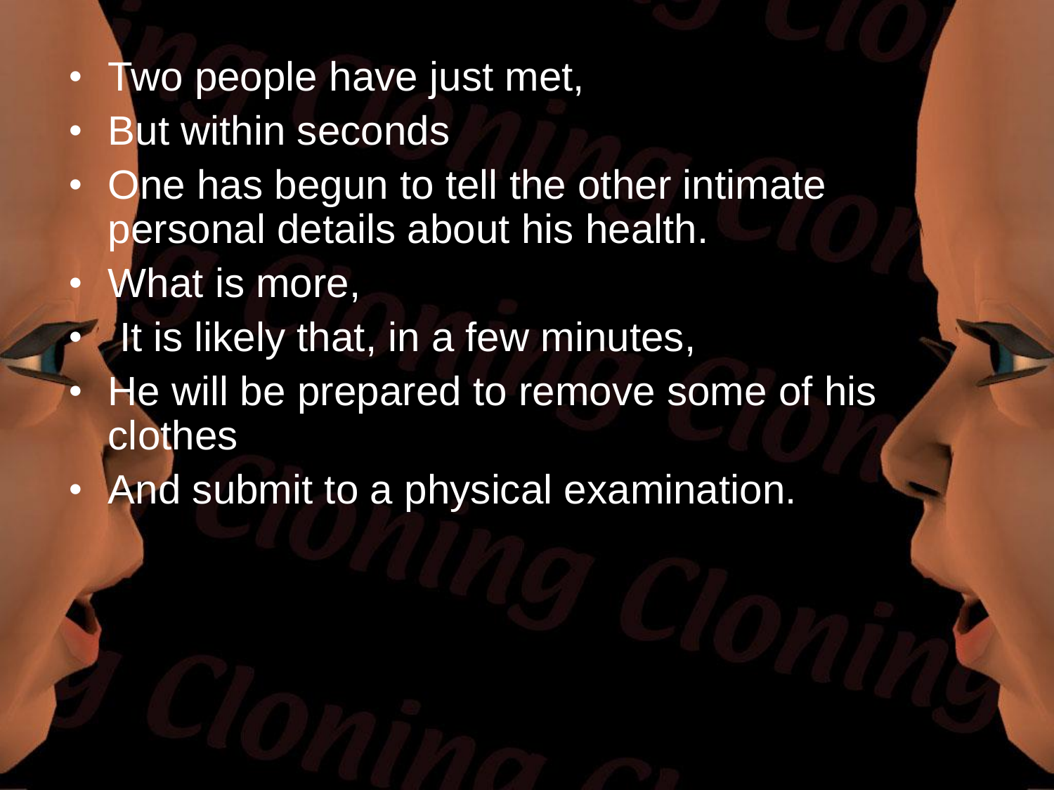- Two people have just met,
- But within seconds
- One has begun to tell the other intimate personal details about his health.
- What is more,
- It is likely that, in a few minutes,
- He will be prepared to remove some of his clothes
- And submit to a physical examination.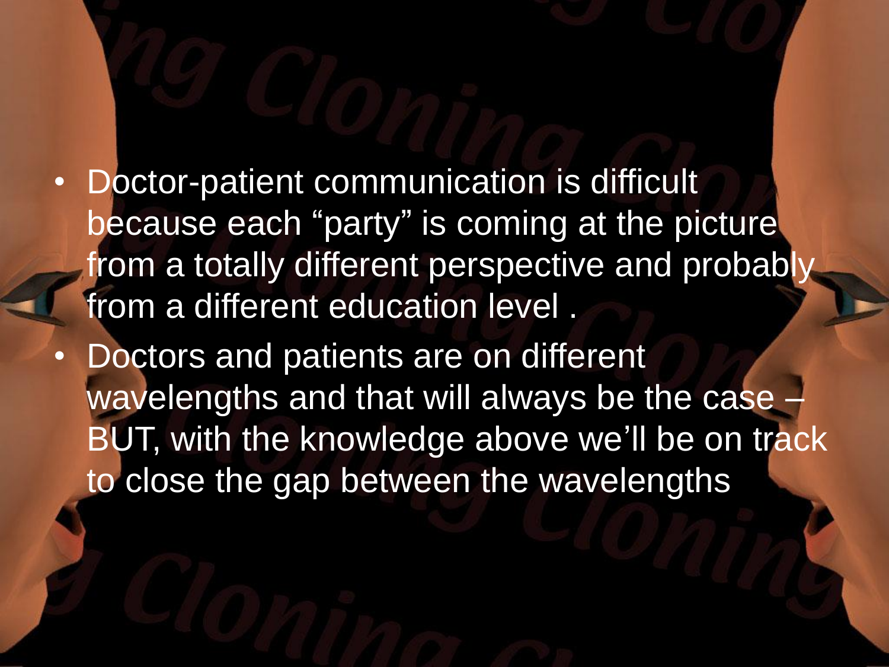- Doctor-patient communication is difficult because each "party" is coming at the picture from a totally different perspective and probably from a different education level .
- Doctors and patients are on different wavelengths and that will always be the case – BUT, with the knowledge above we'll be on track to close the gap between the wavelengths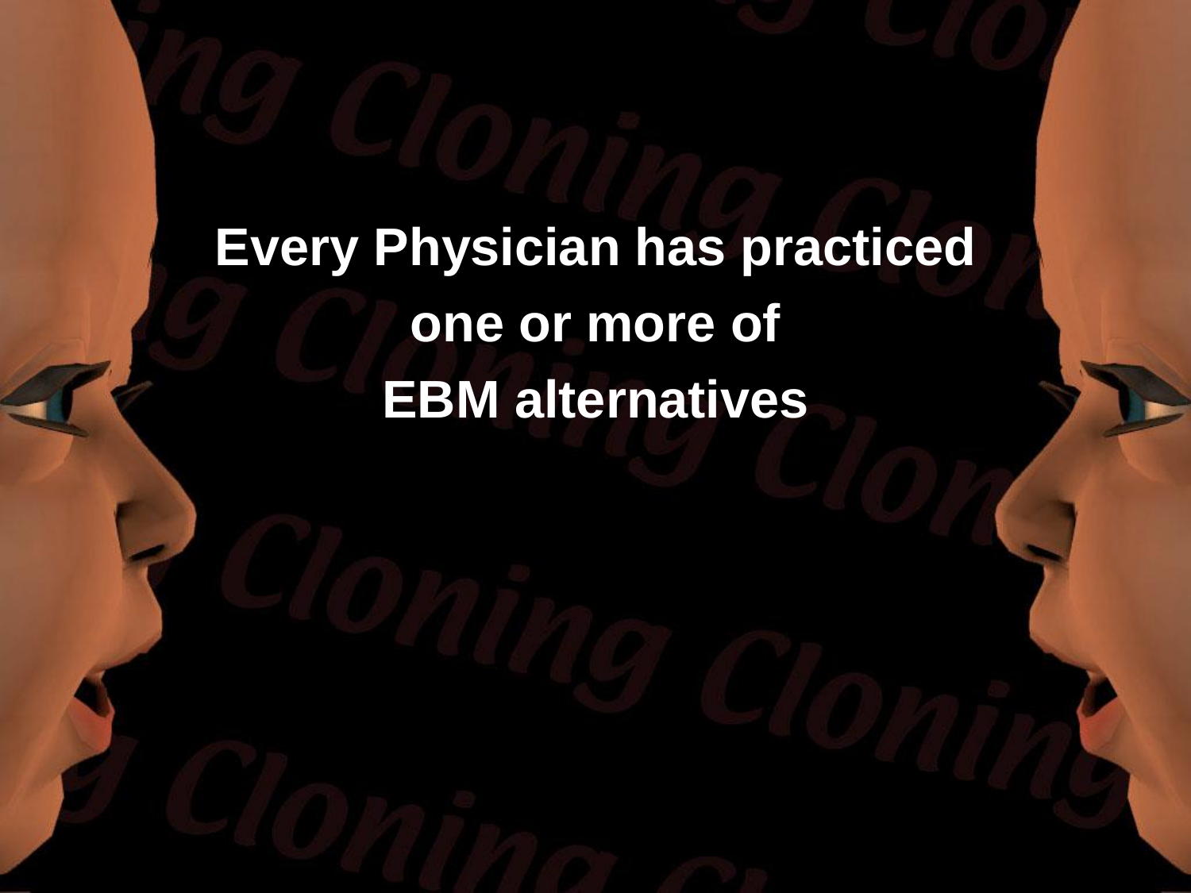**Every Physician has practiced one or more of EBM alternatives**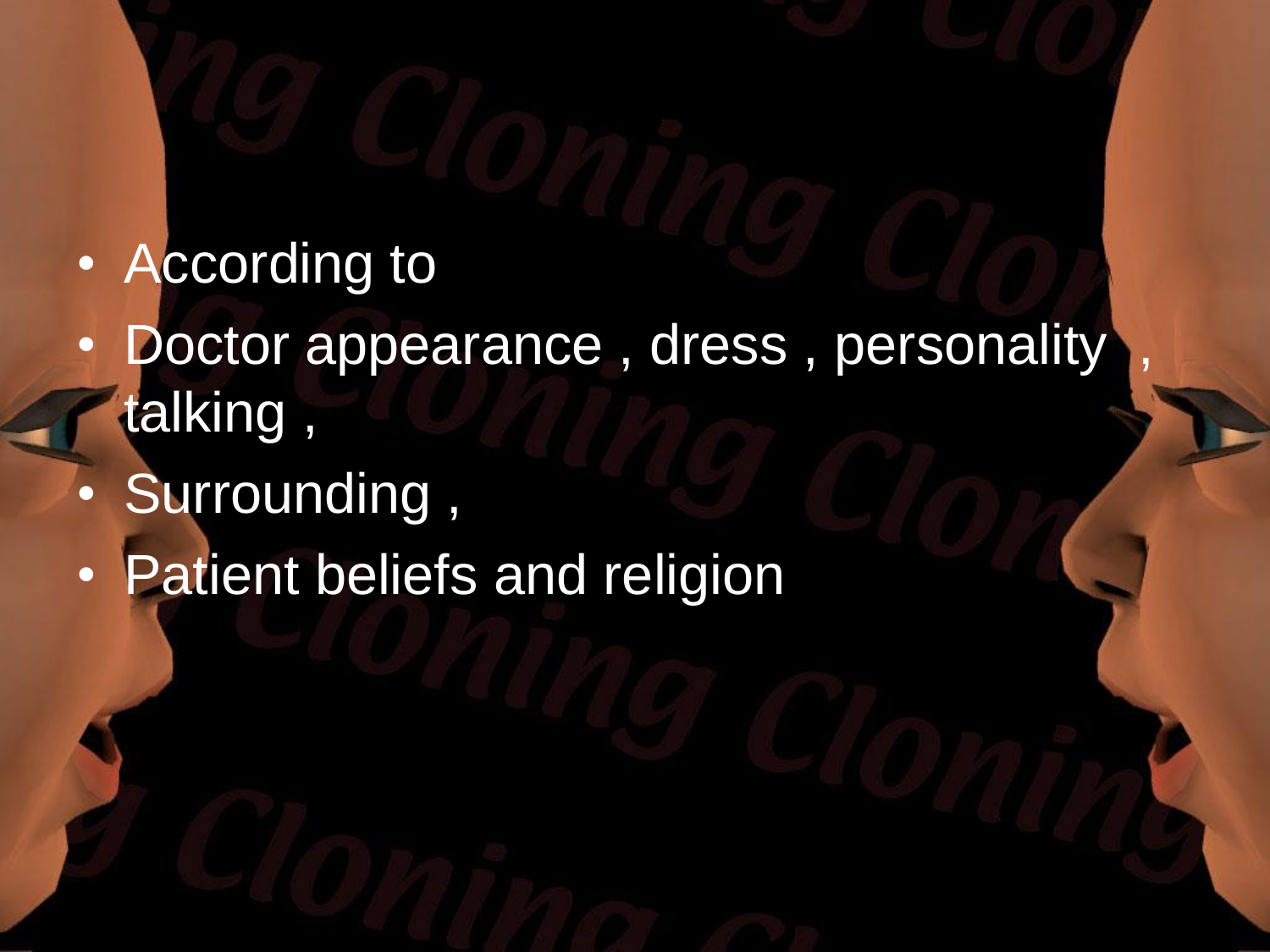- According to
- Doctor appearance , dress , personality , talking ,
- Surrounding ,
- Patient beliefs and religion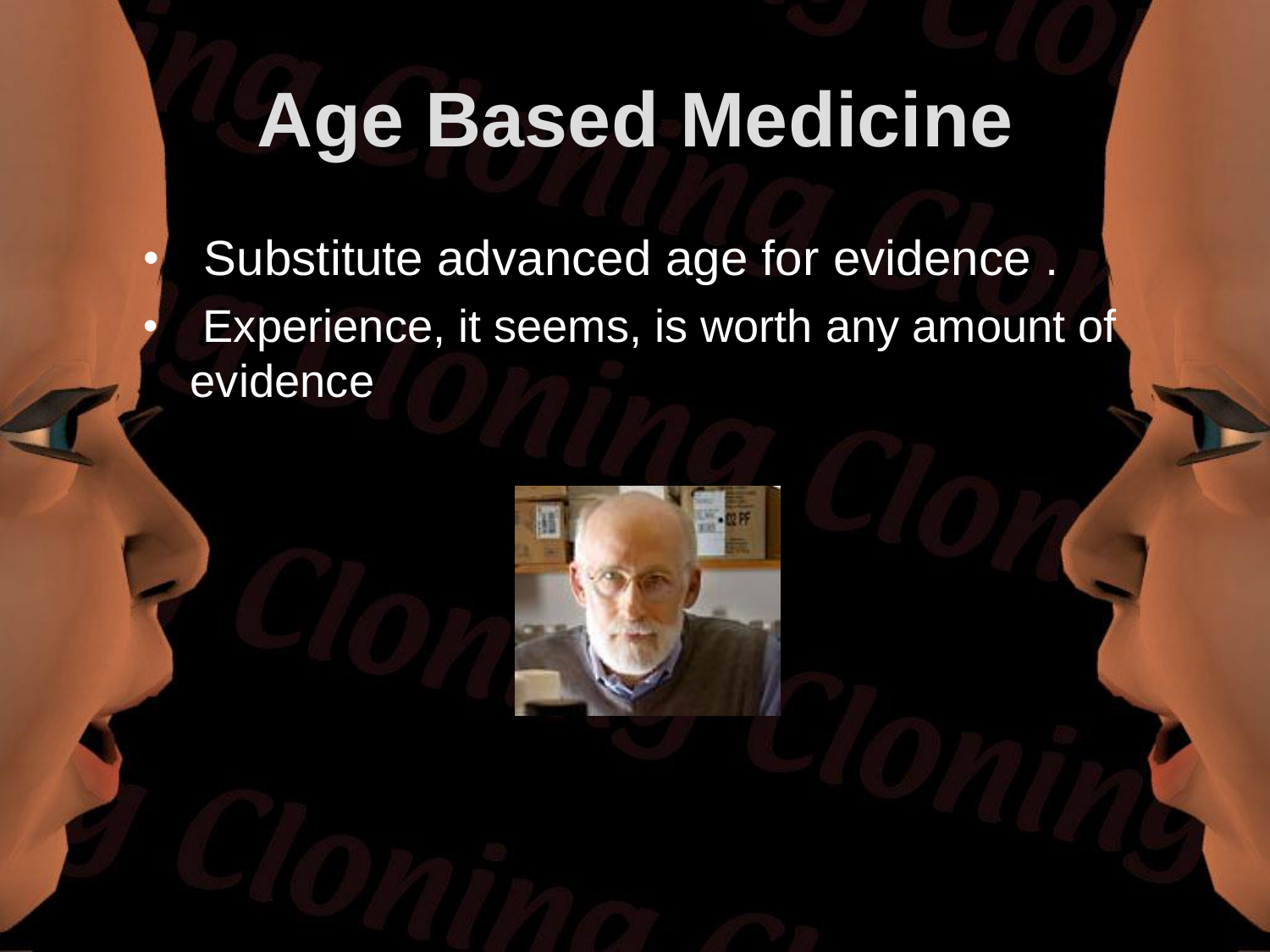# Age Based Medicine

- Substitute advanced age for evidence .
- Experience, it seems, is worth any amount of evidence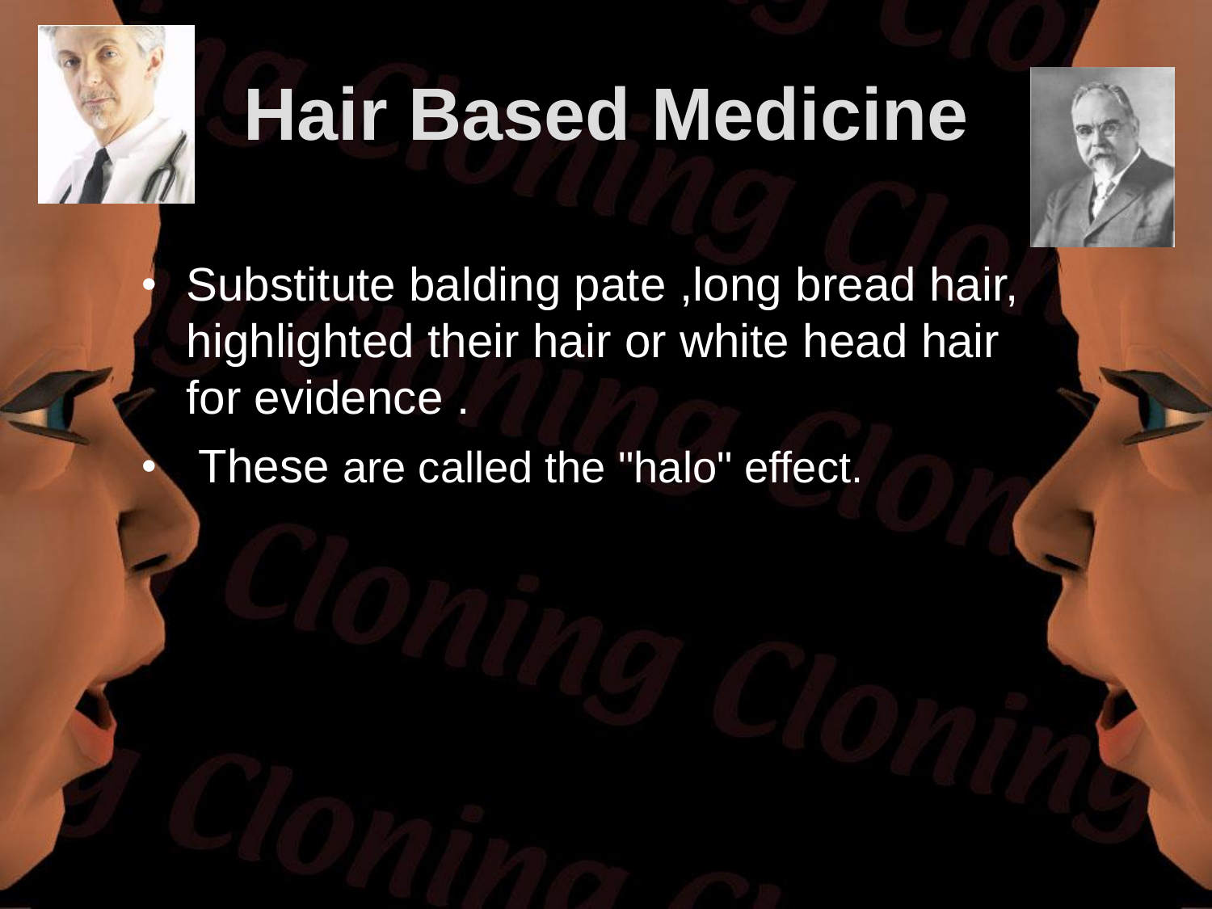# Hair Based Medicine

- Substitute balding pate ,long bread hair, highlighted their hair or white head hair for evidence .
- These are called the "halo" effect.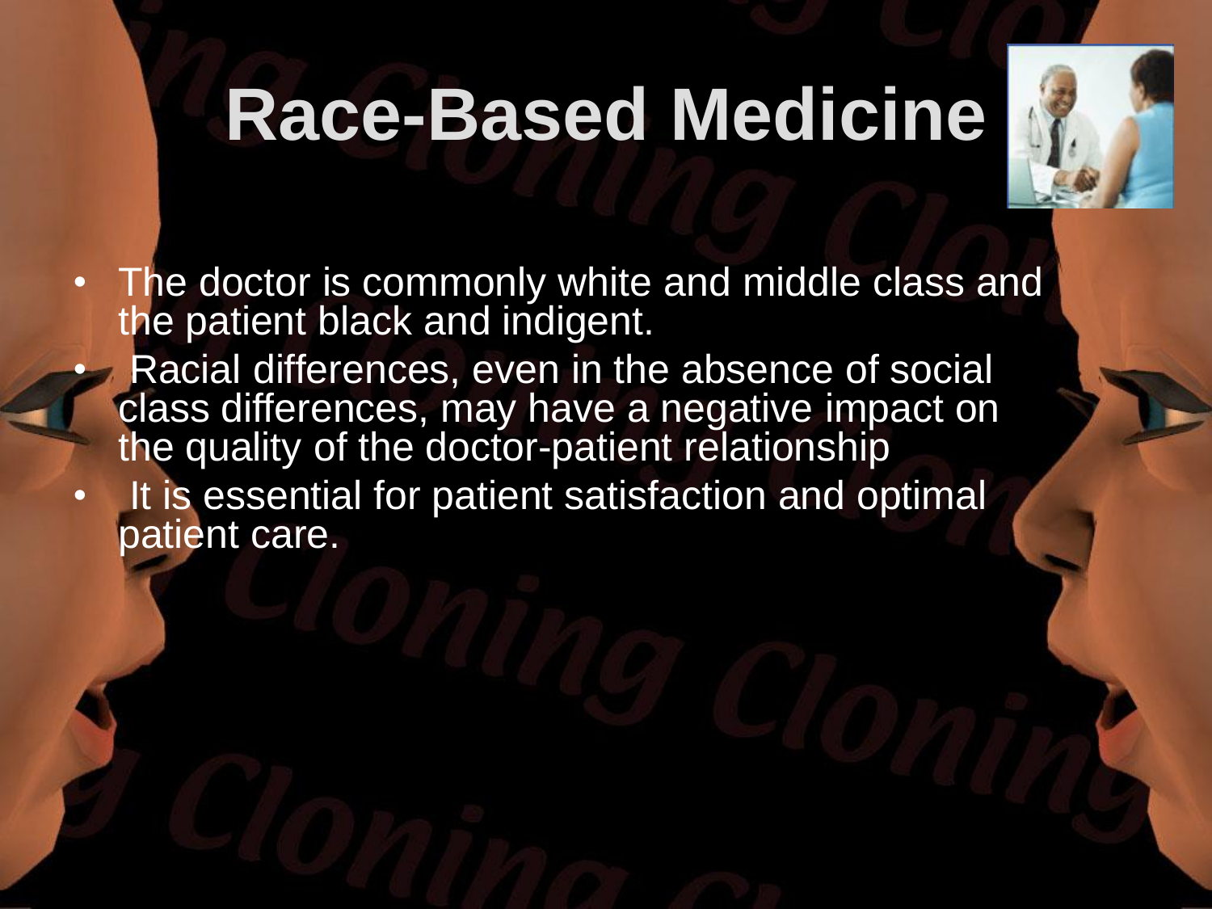# Race-Based Medicine

- The doctor is commonly white and middle class and the patient black and indigent.
- Racial differences, even in the absence of social class differences, may have a negative impact on the quality of the doctor-patient relationship
- It is essential for patient satisfaction and optimal patient care.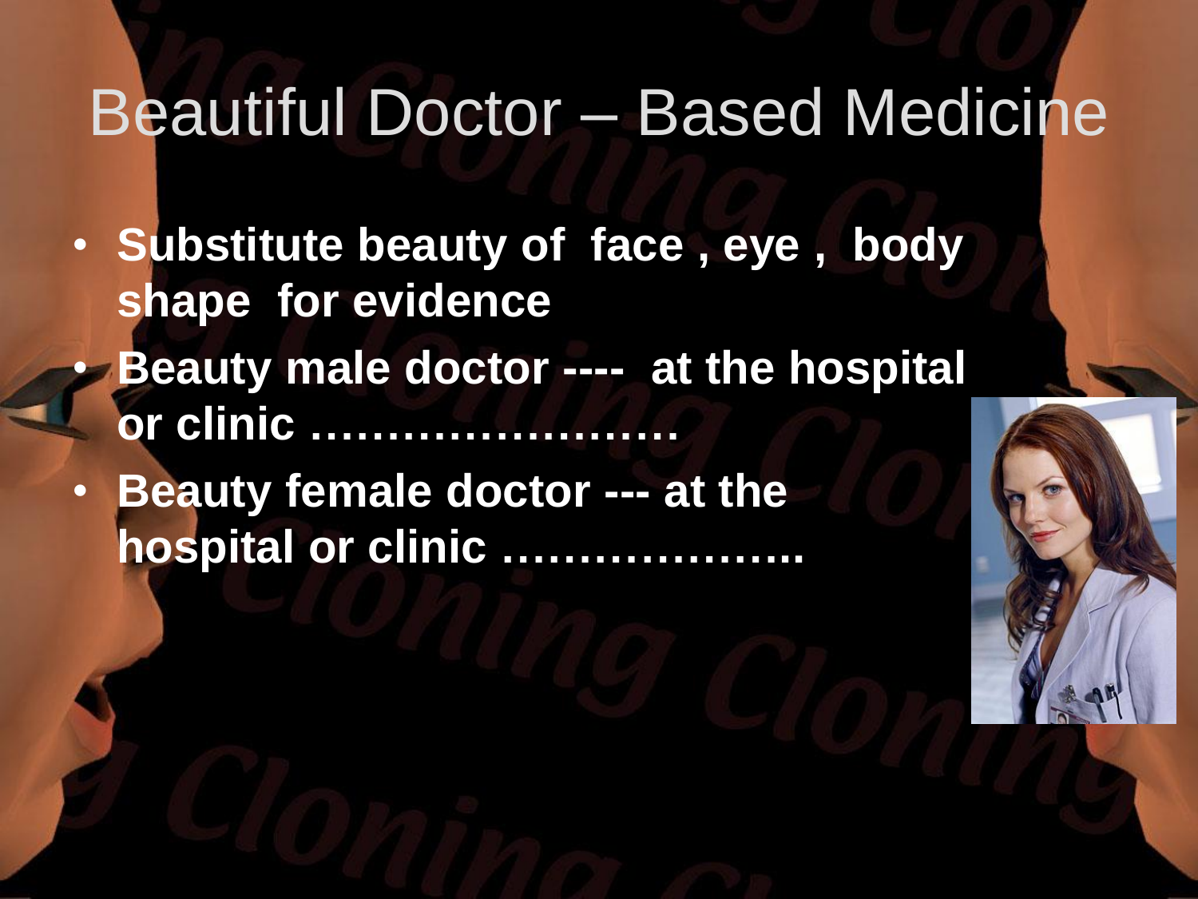# Beautiful Doctor – Based Medicine

- **Substitute beauty of face , eye , body shape for evidence**
- **Beauty male doctor ---- at the hospital or clinic ……………………**
- **Beauty female doctor --- at the hospital or clinic ………………..**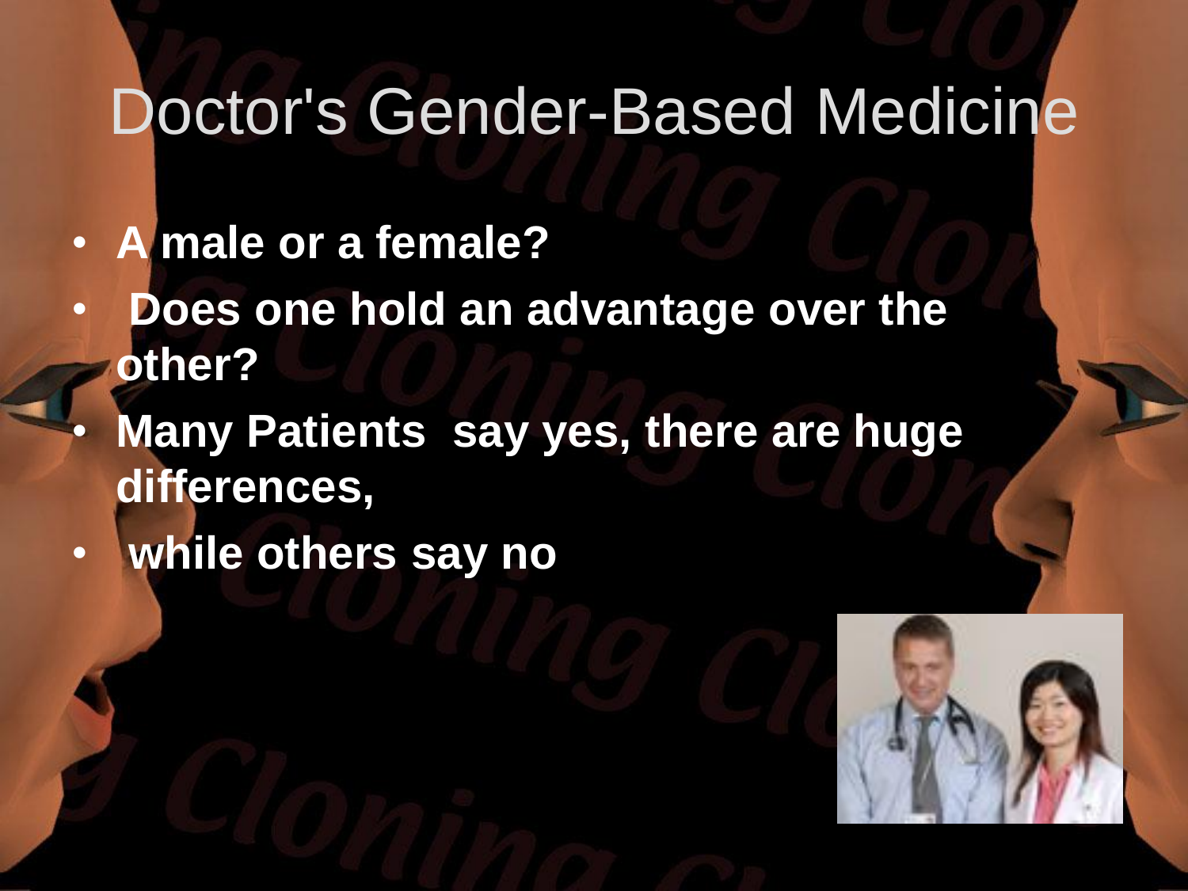# Doctor's Gender-Based Medicine

- **A male or a female?**
- **Does one hold an advantage over the other?**
- **Many Patients say yes, there are huge differences,**
- **while others say no**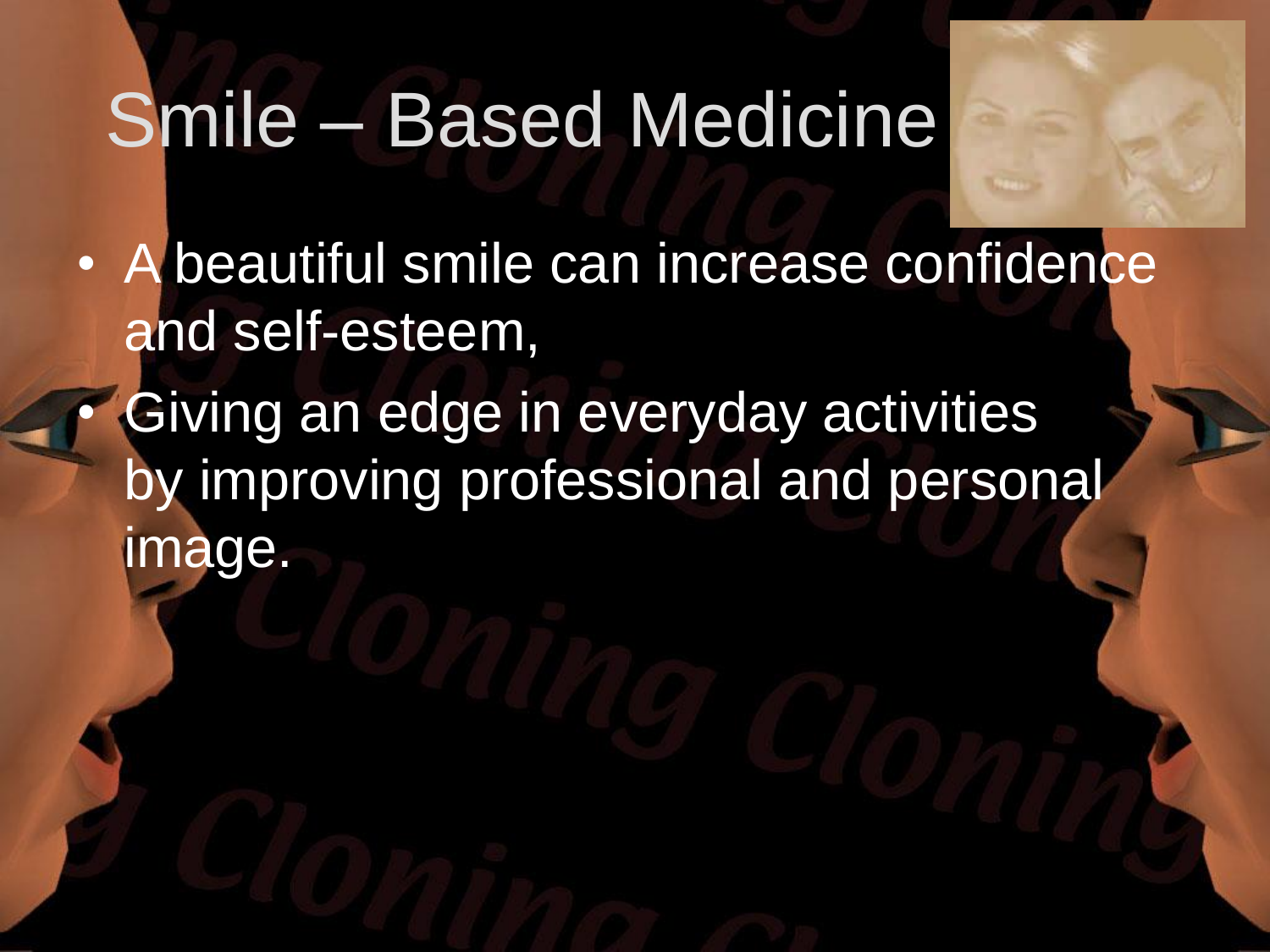# Smile – Based Medicine

- A beautiful smile can increase confidence and self-esteem,
- Giving an edge in everyday activities by improving professional and personal image.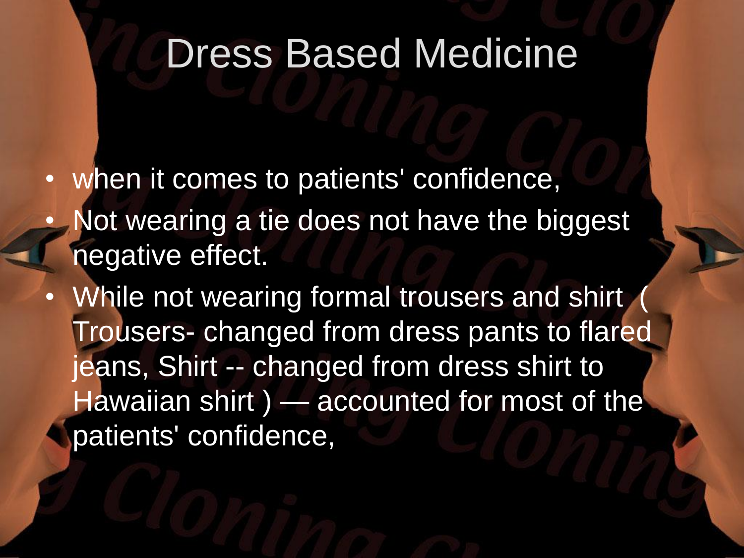# Dress Based Medicine

- when it comes to patients' confidence,
- Not wearing a tie does not have the biggest negative effect.
- While not wearing formal trousers and shirt ( Trousers- changed from dress pants to flared jeans, Shirt -- changed from dress shirt to Hawaiian shirt ) — accounted for most of the patients' confidence,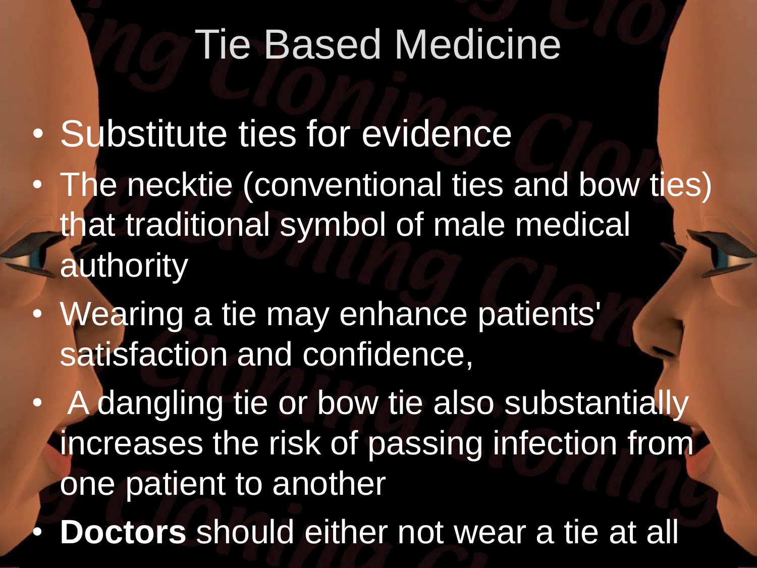# Tie Based Medicine

- Substitute ties for evidence
- The necktie (conventional ties and bow ties) that traditional symbol of male medical authority
- Wearing a tie may enhance patients' satisfaction and confidence,
- A dangling tie or bow tie also substantially increases the risk of passing infection from one patient to another
- **Doctors** should either not wear a tie at all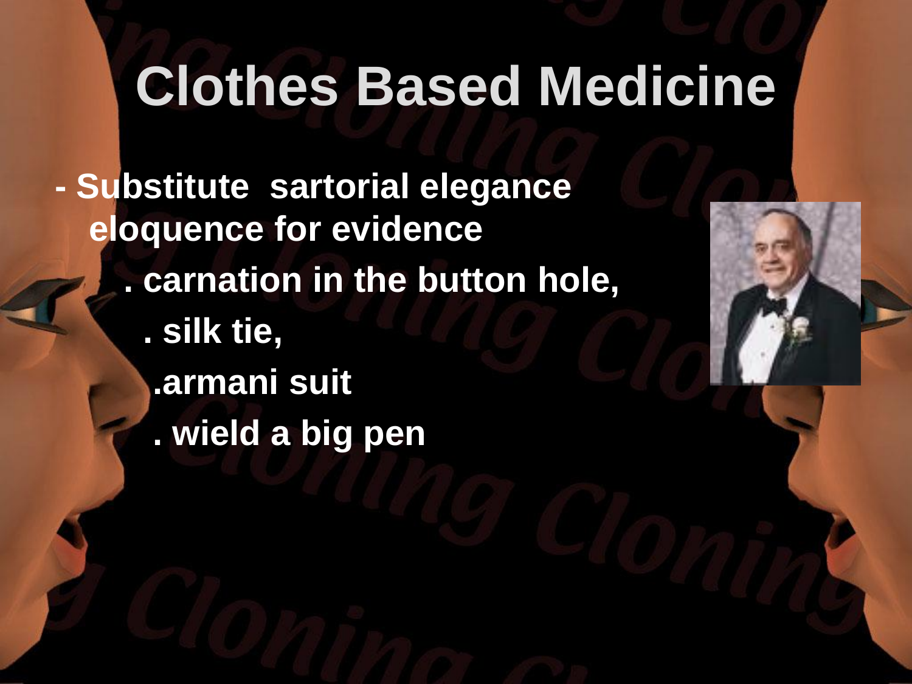# Clothes Based Medicine

- Substitute sartorial elegance eloquence for evidence
  - . carnation in the button hole,
  - . silk tie,
  - .armani suit
  - . wield a big pen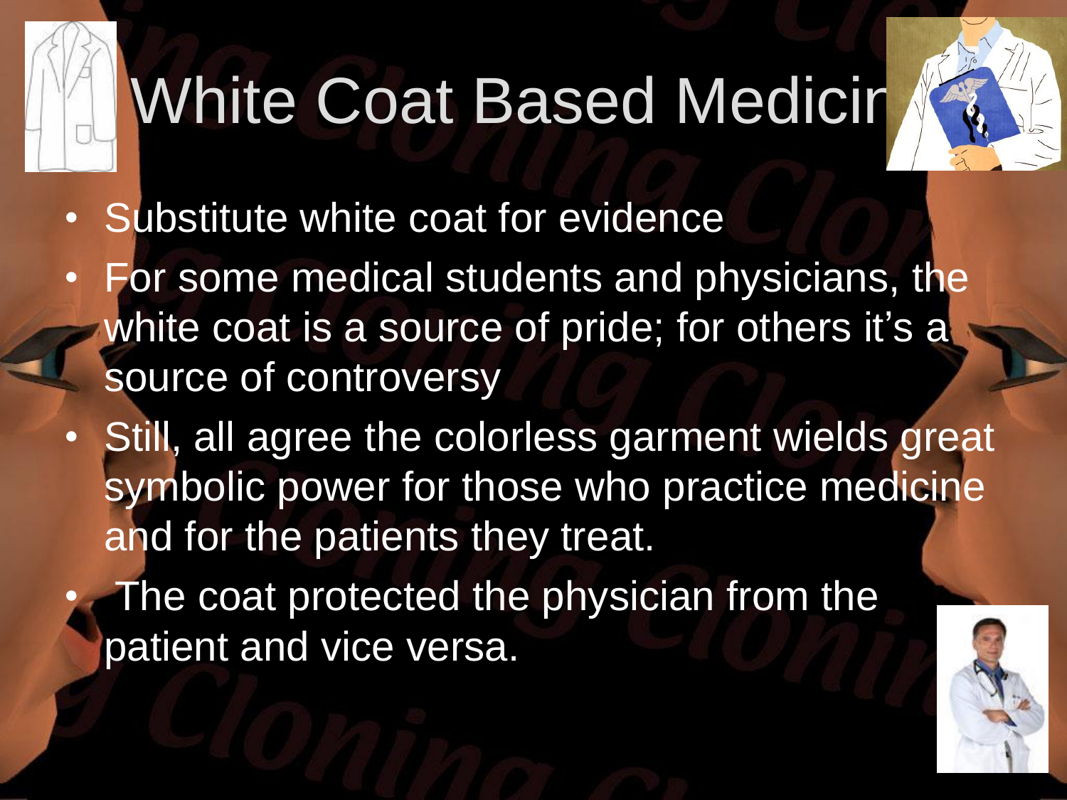# White Coat Based Medicine

- Substitute white coat for evidence
- For some medical students and physicians, the white coat is a source of pride; for others it's a source of controversy
- Still, all agree the colorless garment wields great symbolic power for those who practice medicine and for the patients they treat.
- The coat protected the physician from the patient and vice versa.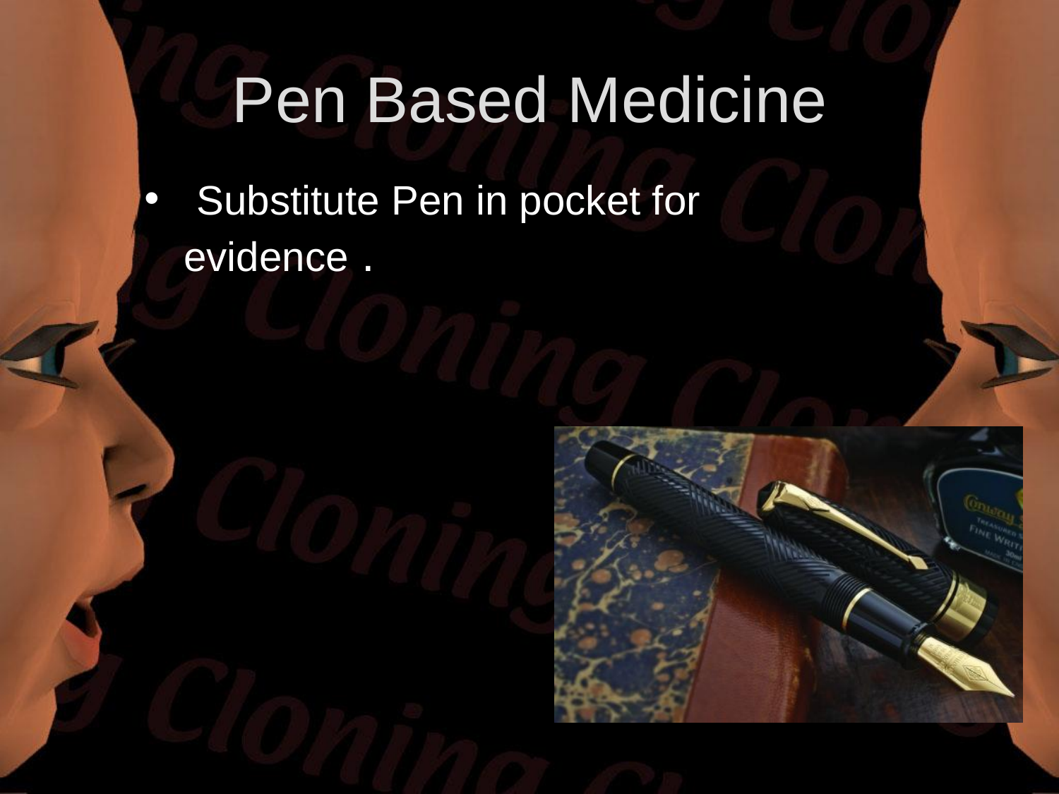# Pen Based Medicine

- Substitute Pen in pocket for evidence .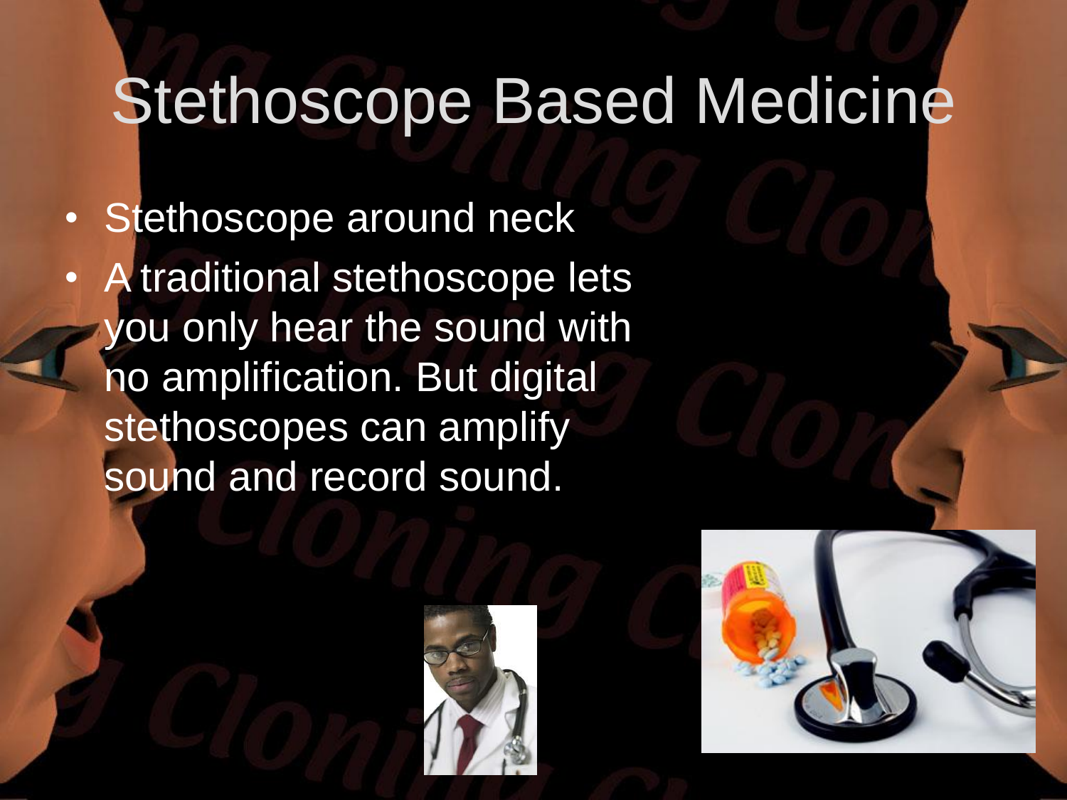# Stethoscope Based Medicine

- Stethoscope around neck
- A traditional stethoscope lets you only hear the sound with no amplification. But digital stethoscopes can amplify sound and record sound.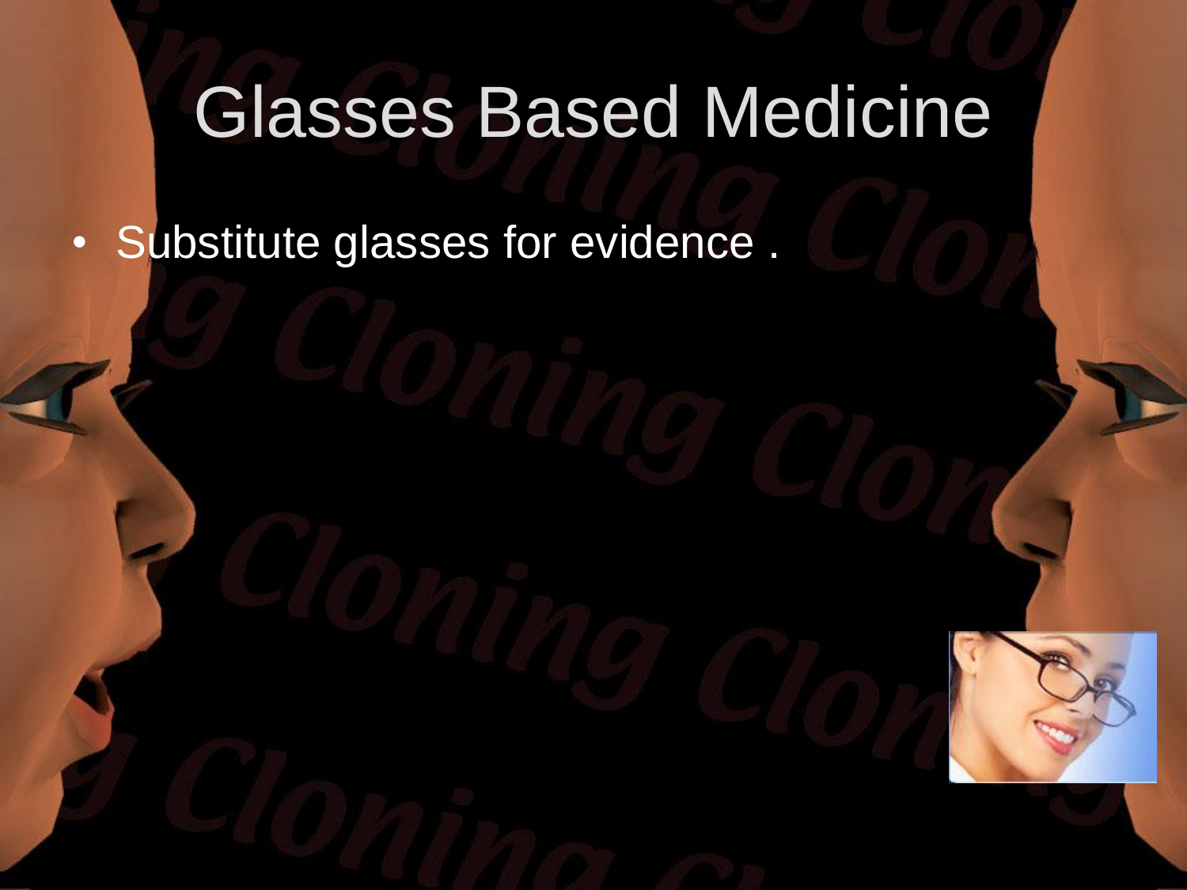# Glasses Based Medicine

- Substitute glasses for evidence .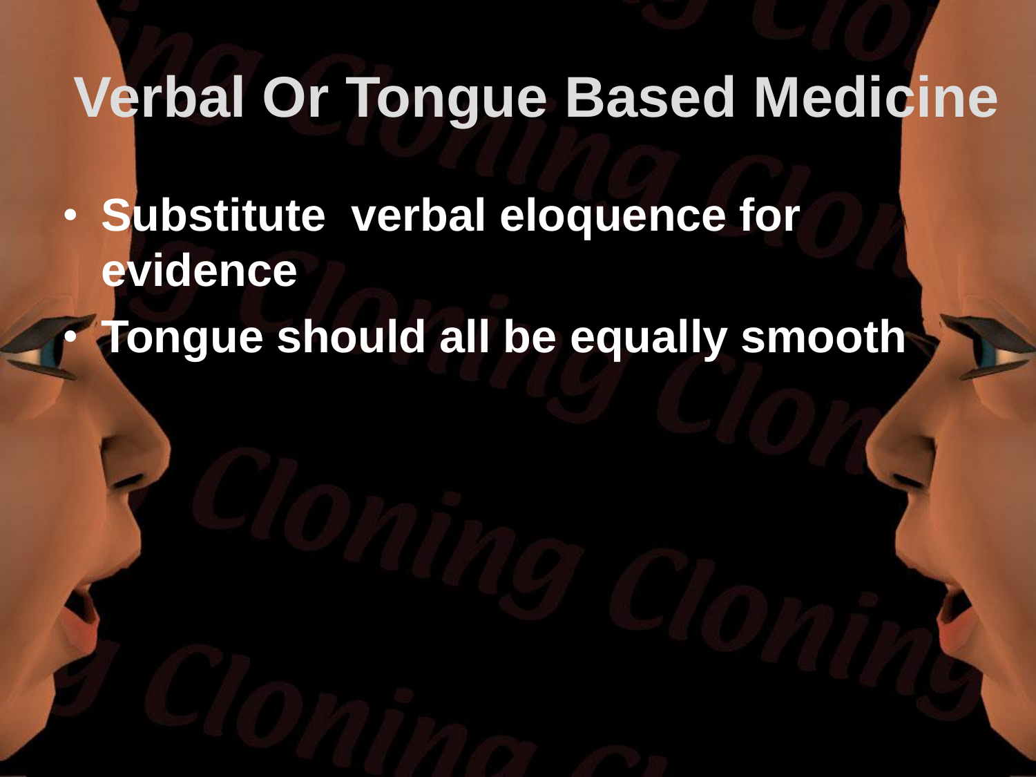# Verbal Or Tongue Based Medicine

- **Substitute verbal eloquence for evidence**
- **Tongue should all be equally smooth**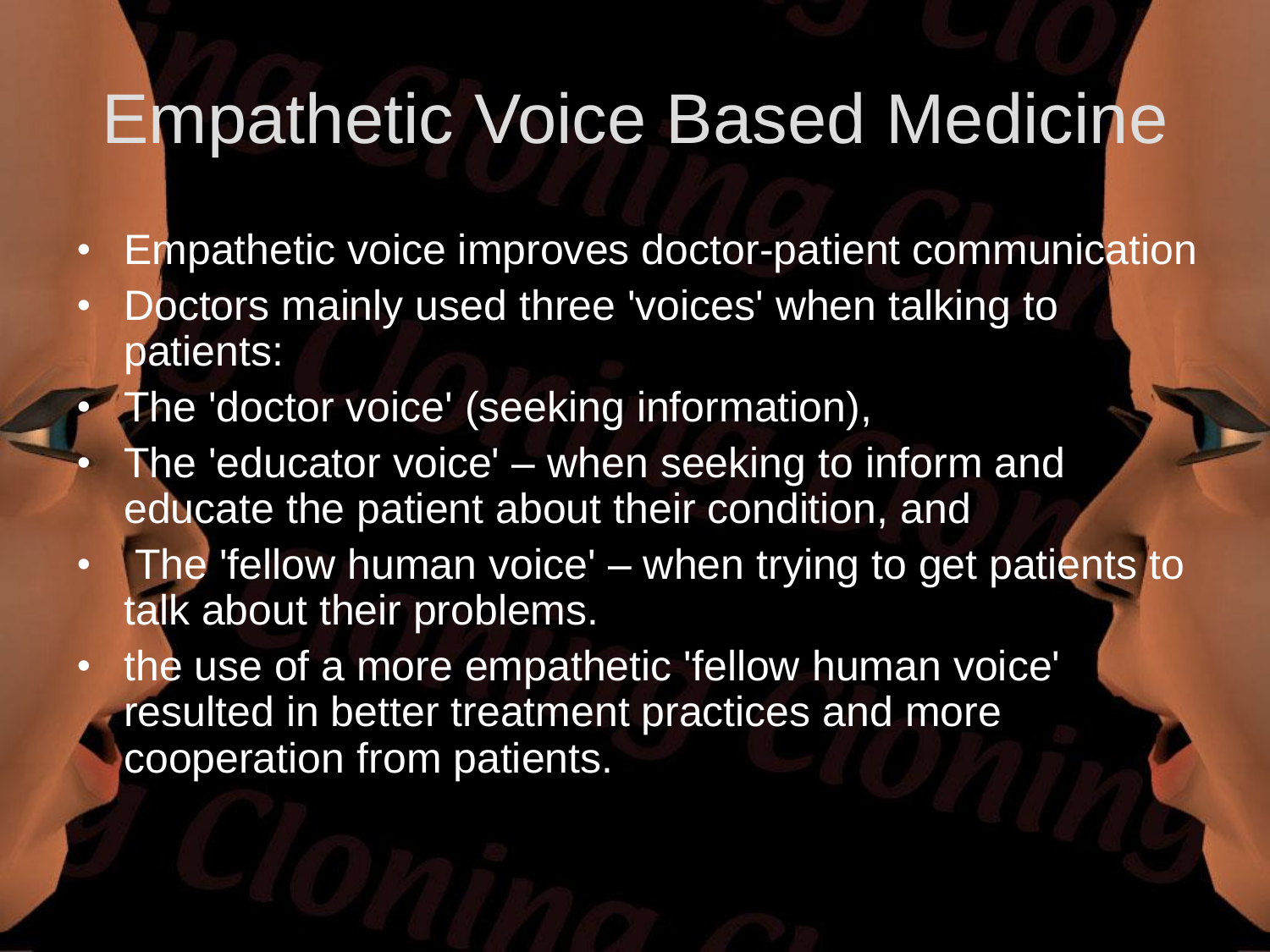# Empathetic Voice Based Medicine

- Empathetic voice improves doctor-patient communication
- Doctors mainly used three 'voices' when talking to patients:
- The 'doctor voice' (seeking information),
- The 'educator voice' – when seeking to inform and educate the patient about their condition, and
- The 'fellow human voice' – when trying to get patients to talk about their problems.
- the use of a more empathetic 'fellow human voice' resulted in better treatment practices and more cooperation from patients.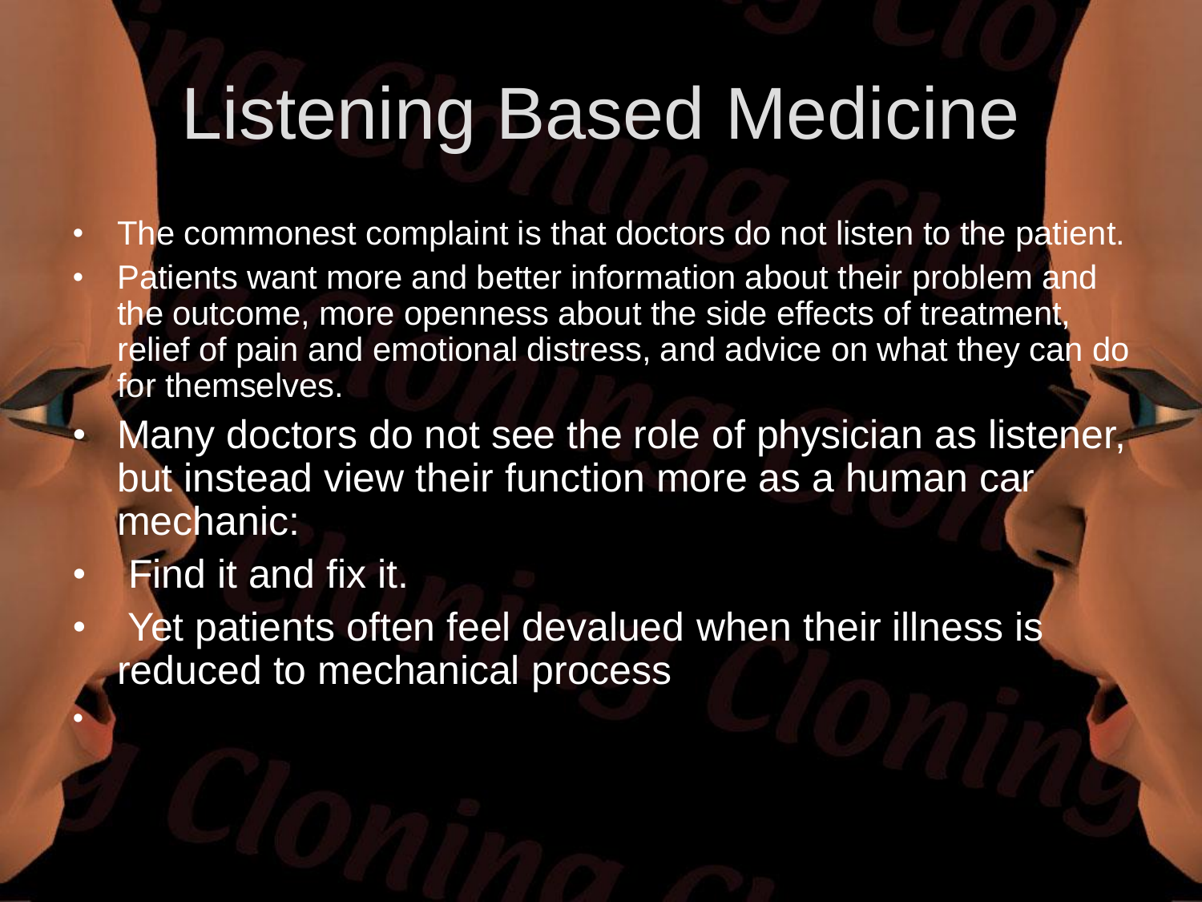# Listening Based Medicine

- The commonest complaint is that doctors do not listen to the patient.
- Patients want more and better information about their problem and the outcome, more openness about the side effects of treatment, relief of pain and emotional distress, and advice on what they can do for themselves.
- Many doctors do not see the role of physician as listener, but instead view their function more as a human car mechanic:
- Find it and fix it.
- Yet patients often feel devalued when their illness is reduced to mechanical process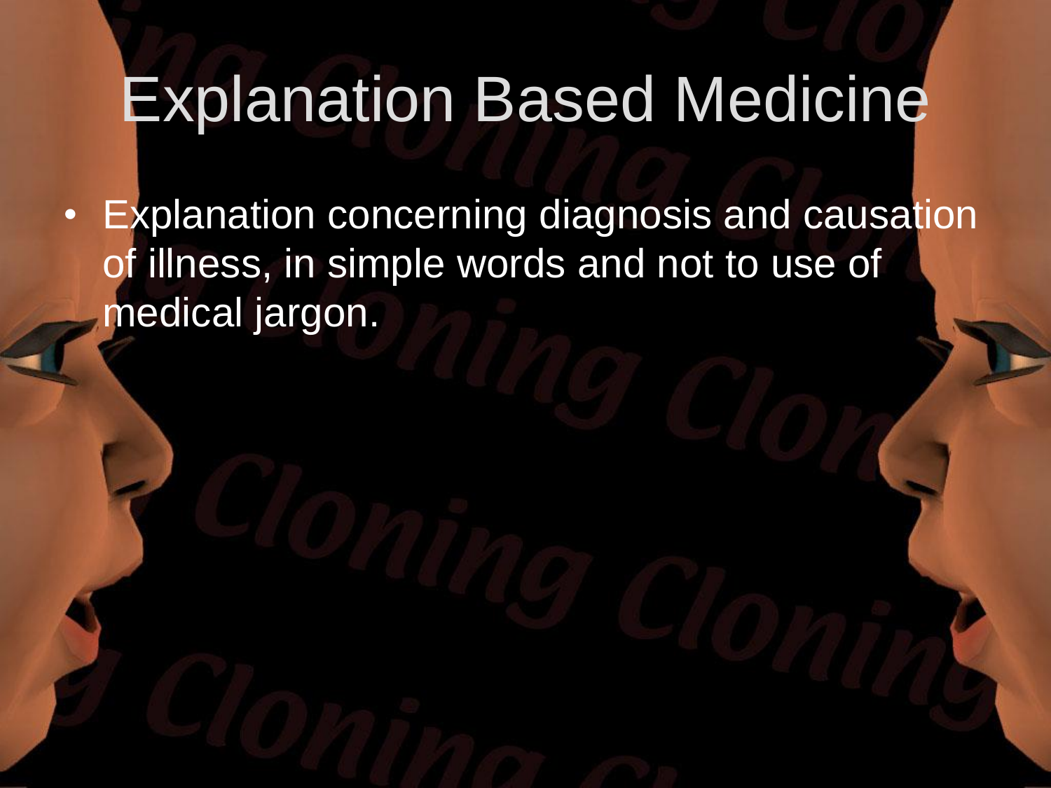# Explanation Based Medicine

- Explanation concerning diagnosis and causation of illness, in simple words and not to use of medical jargon.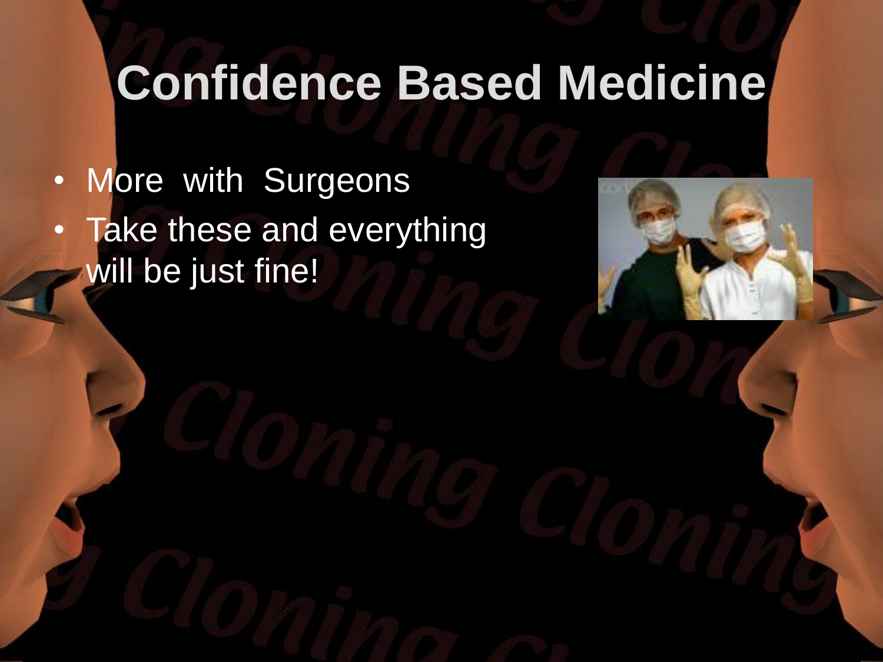# Confidence Based Medicine

- More with Surgeons
- Take these and everything will be just fine!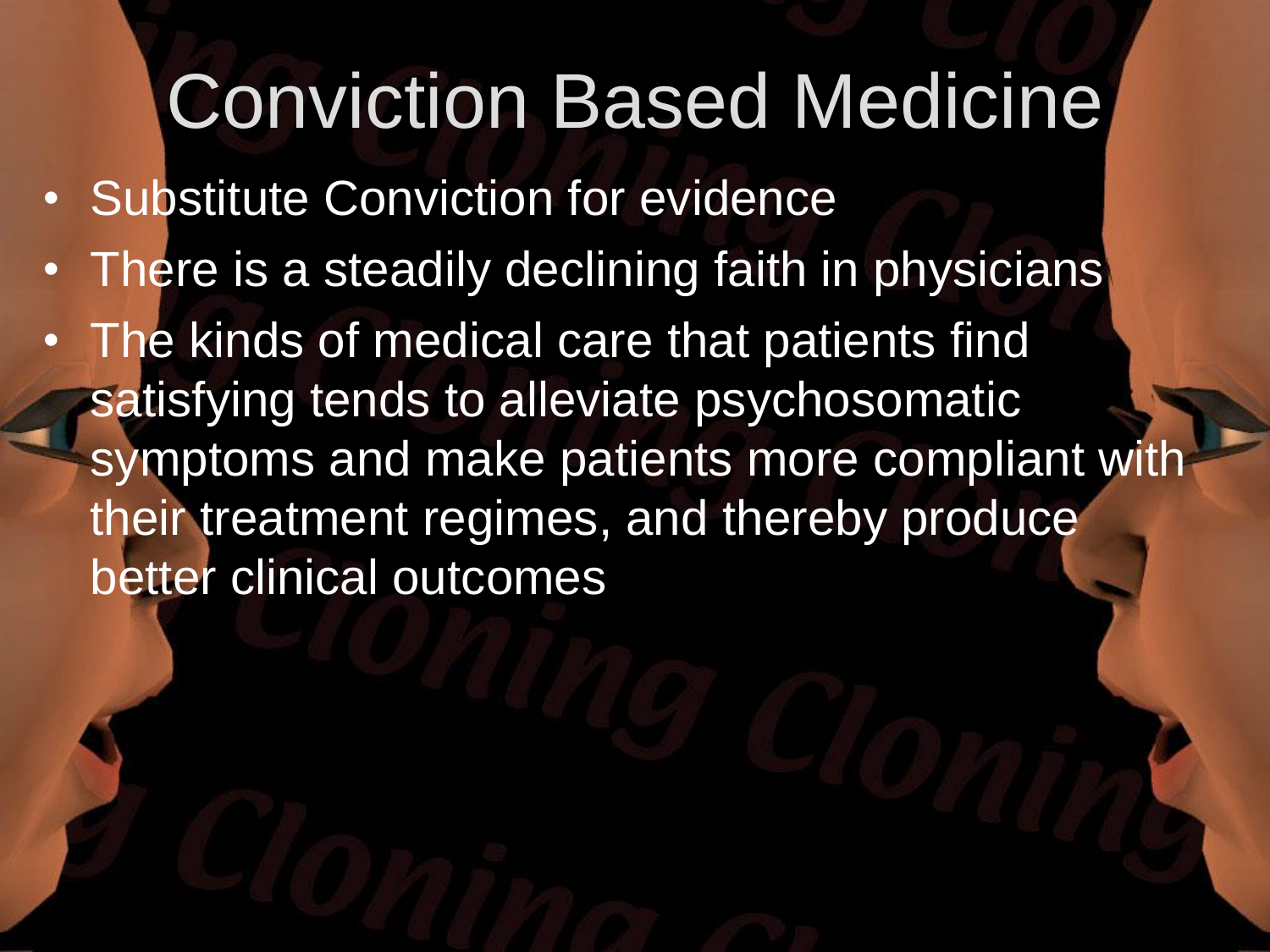# Conviction Based Medicine

- Substitute Conviction for evidence
- There is a steadily declining faith in physicians
- The kinds of medical care that patients find satisfying tends to alleviate psychosomatic symptoms and make patients more compliant with their treatment regimes, and thereby produce better clinical outcomes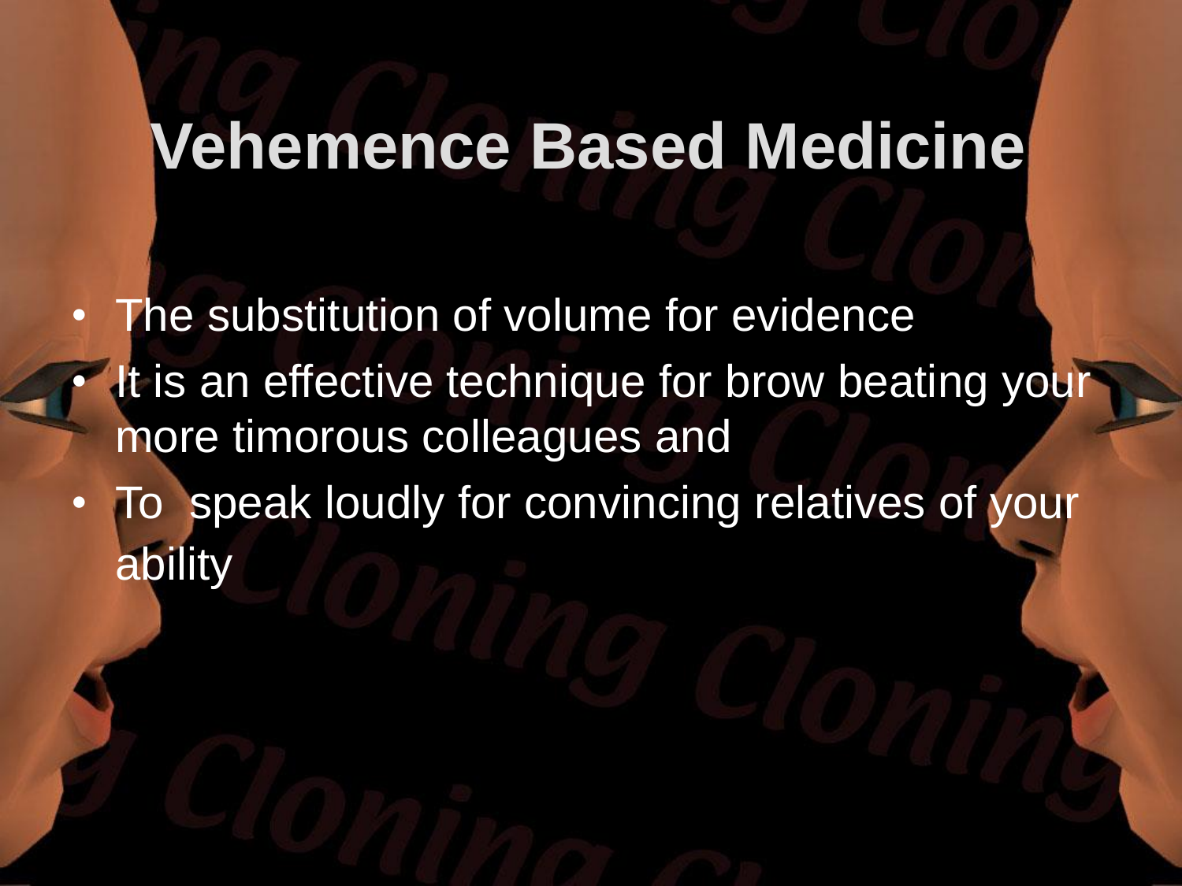# Vehemence Based Medicine

- The substitution of volume for evidence
- It is an effective technique for brow beating your more timorous colleagues and
- To  speak loudly for convincing relatives of your ability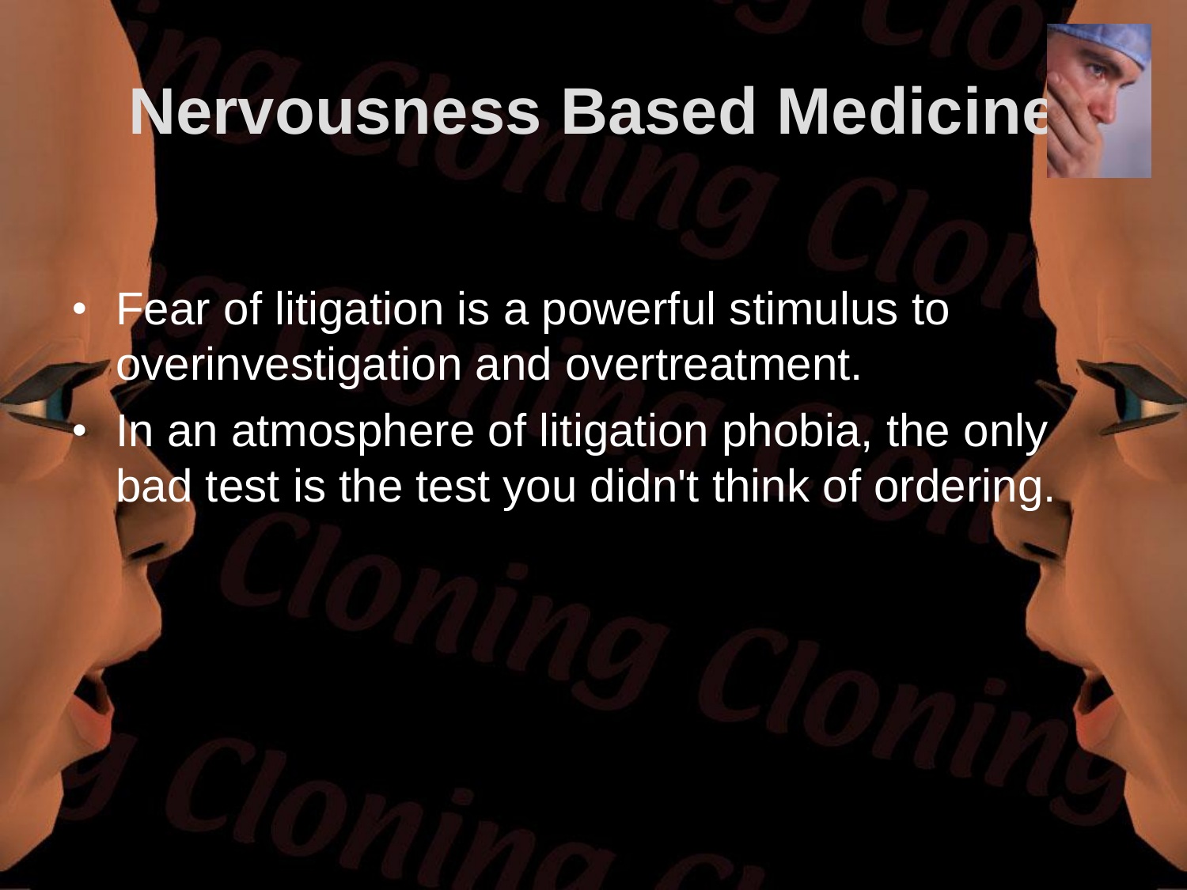# Nervousness Based Medicine

- Fear of litigation is a powerful stimulus to overinvestigation and overtreatment.
- In an atmosphere of litigation phobia, the only bad test is the test you didn't think of ordering.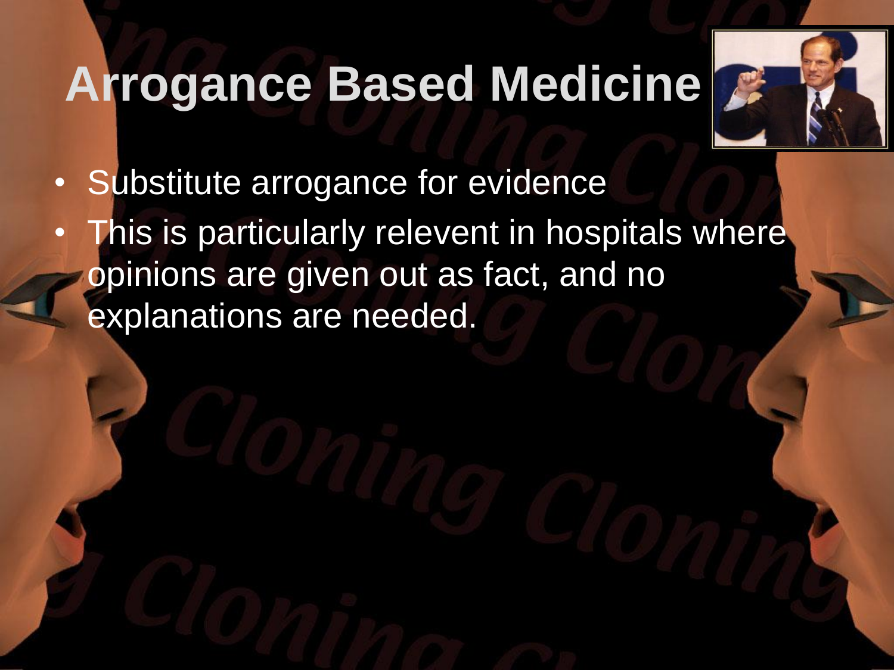# Arrogance Based Medicine

- Substitute arrogance for evidence
- This is particularly relevent in hospitals where opinions are given out as fact, and no explanations are needed.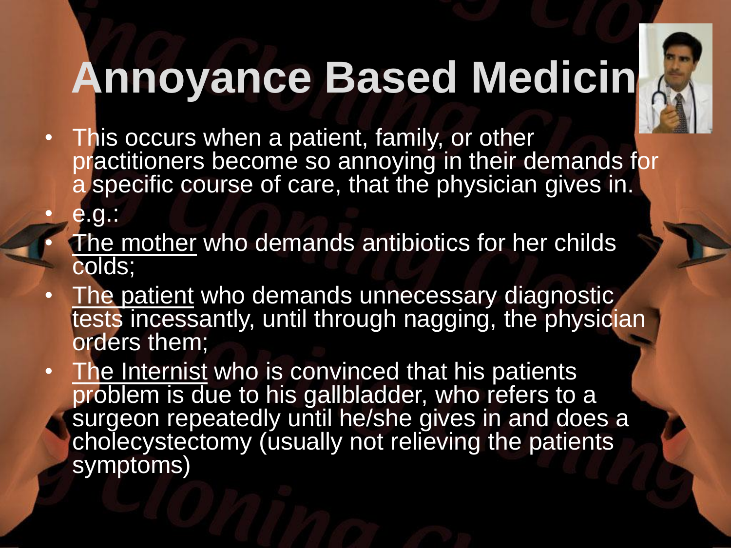# Annoyance Based Medicine

- This occurs when a patient, family, or other practitioners become so annoying in their demands for a specific course of care, that the physician gives in.
- e.g.:
- The mother who demands antibiotics for her childs colds;
- The patient who demands unnecessary diagnostic tests incessantly, until through nagging, the physician orders them;
- The Internist who is convinced that his patients problem is due to his gallbladder, who refers to a surgeon repeatedly until he/she gives in and does a cholecystectomy (usually not relieving the patients symptoms)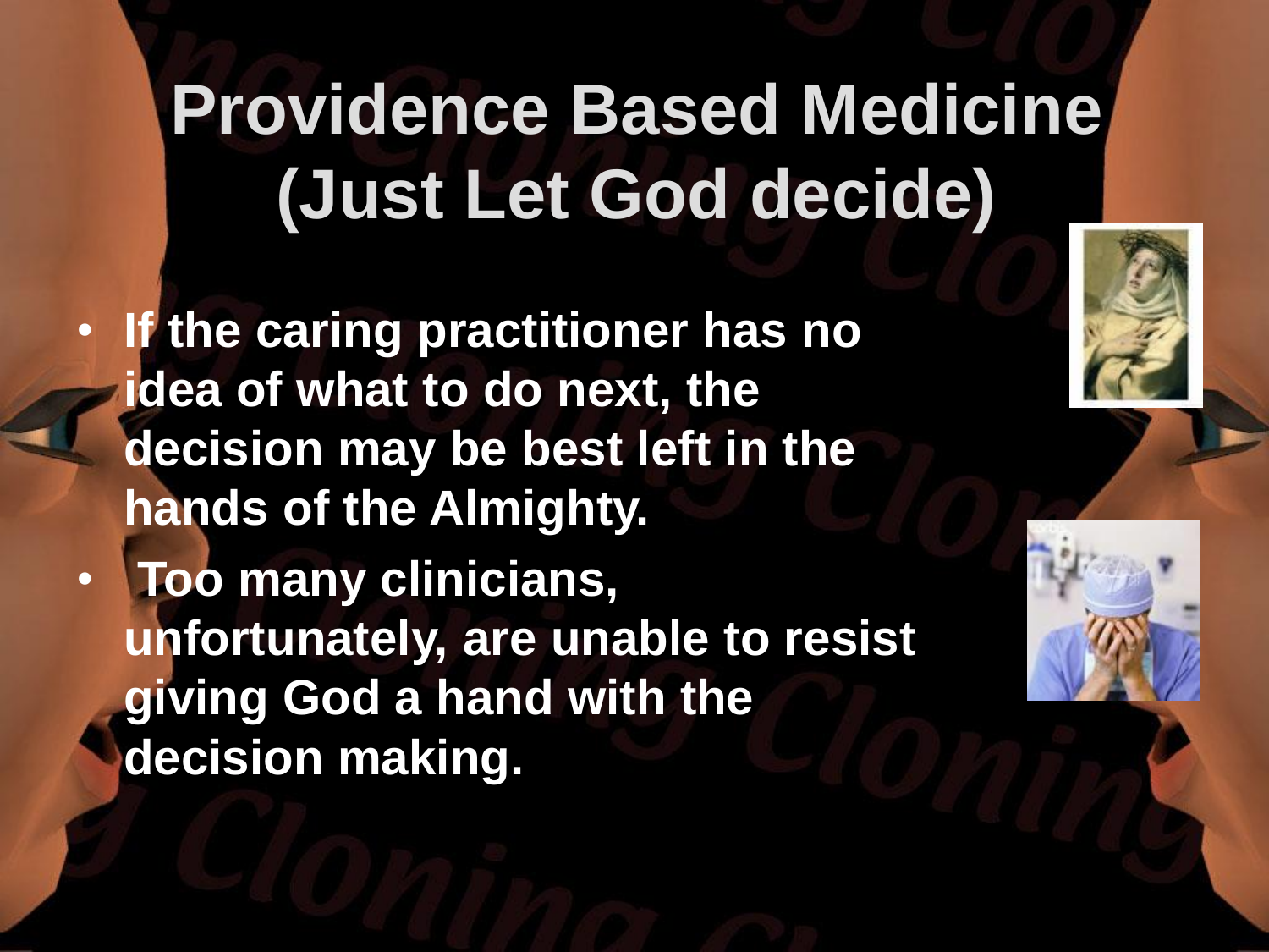# Providence Based Medicine (Just Let God decide)

- If the caring practitioner has no idea of what to do next, the decision may be best left in the hands of the Almighty.
- Too many clinicians, unfortunately, are unable to resist giving God a hand with the decision making.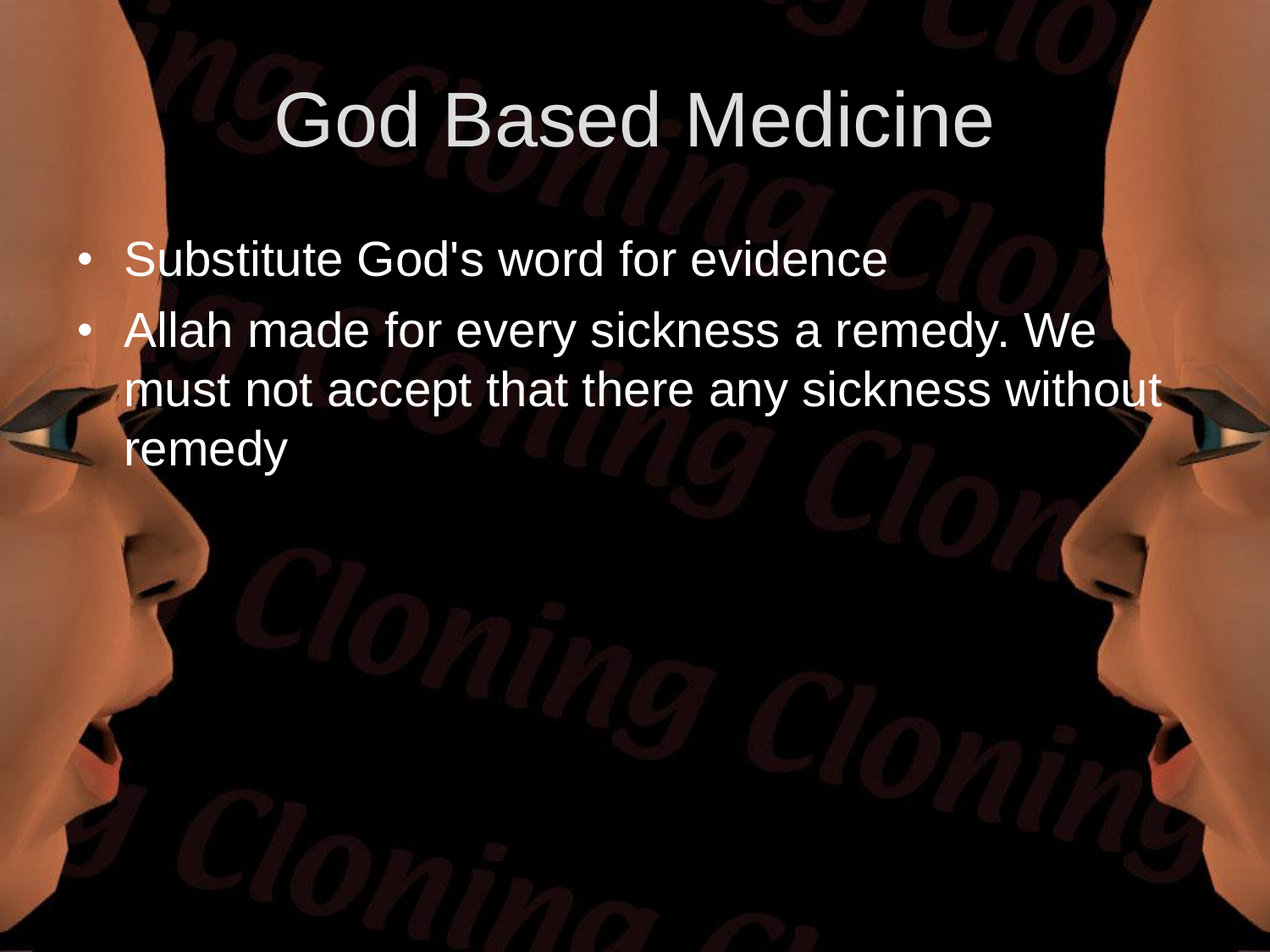# God Based Medicine

- Substitute God's word for evidence
- Allah made for every sickness a remedy. We must not accept that there any sickness without remedy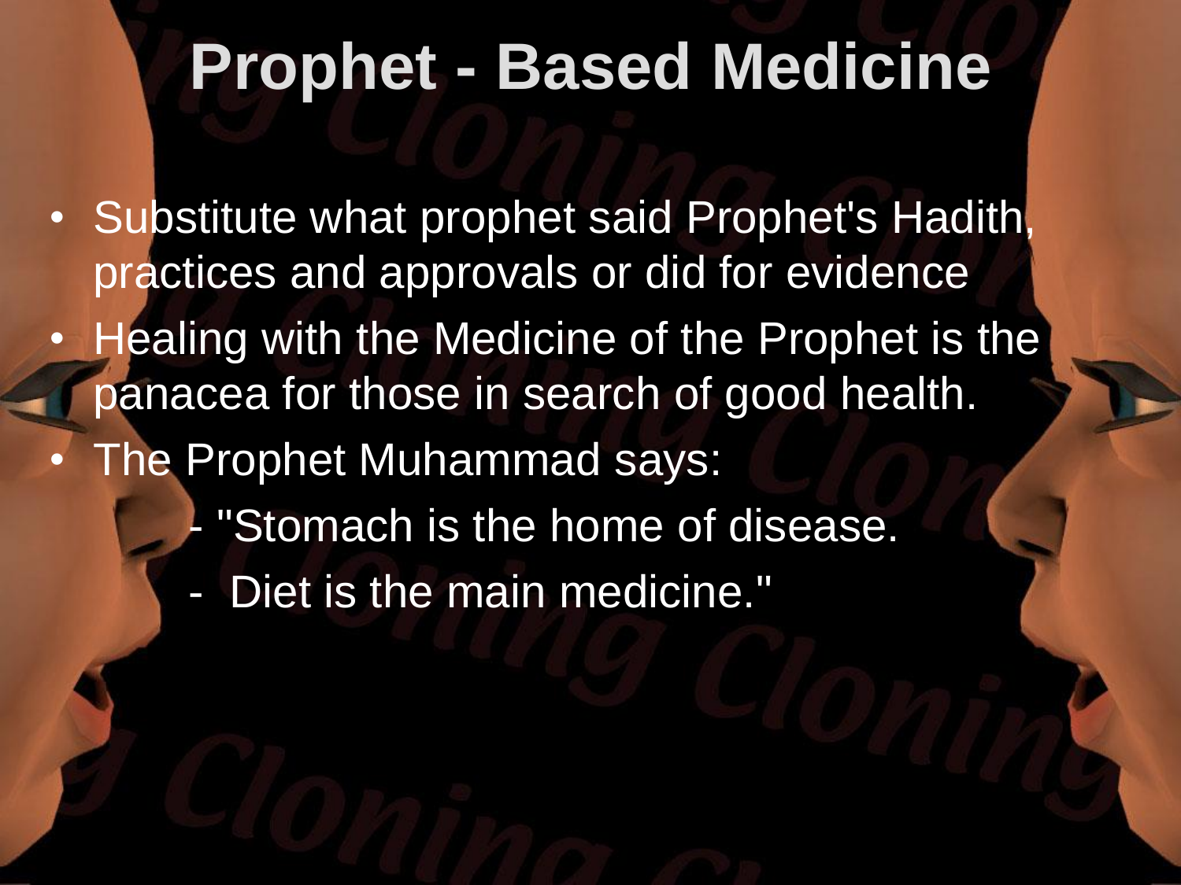# Prophet - Based Medicine

- Substitute what prophet said Prophet's Hadith, practices and approvals or did for evidence
- Healing with the Medicine of the Prophet is the panacea for those in search of good health.
- The Prophet Muhammad says:
  - "Stomach is the home of disease.
  - Diet is the main medicine."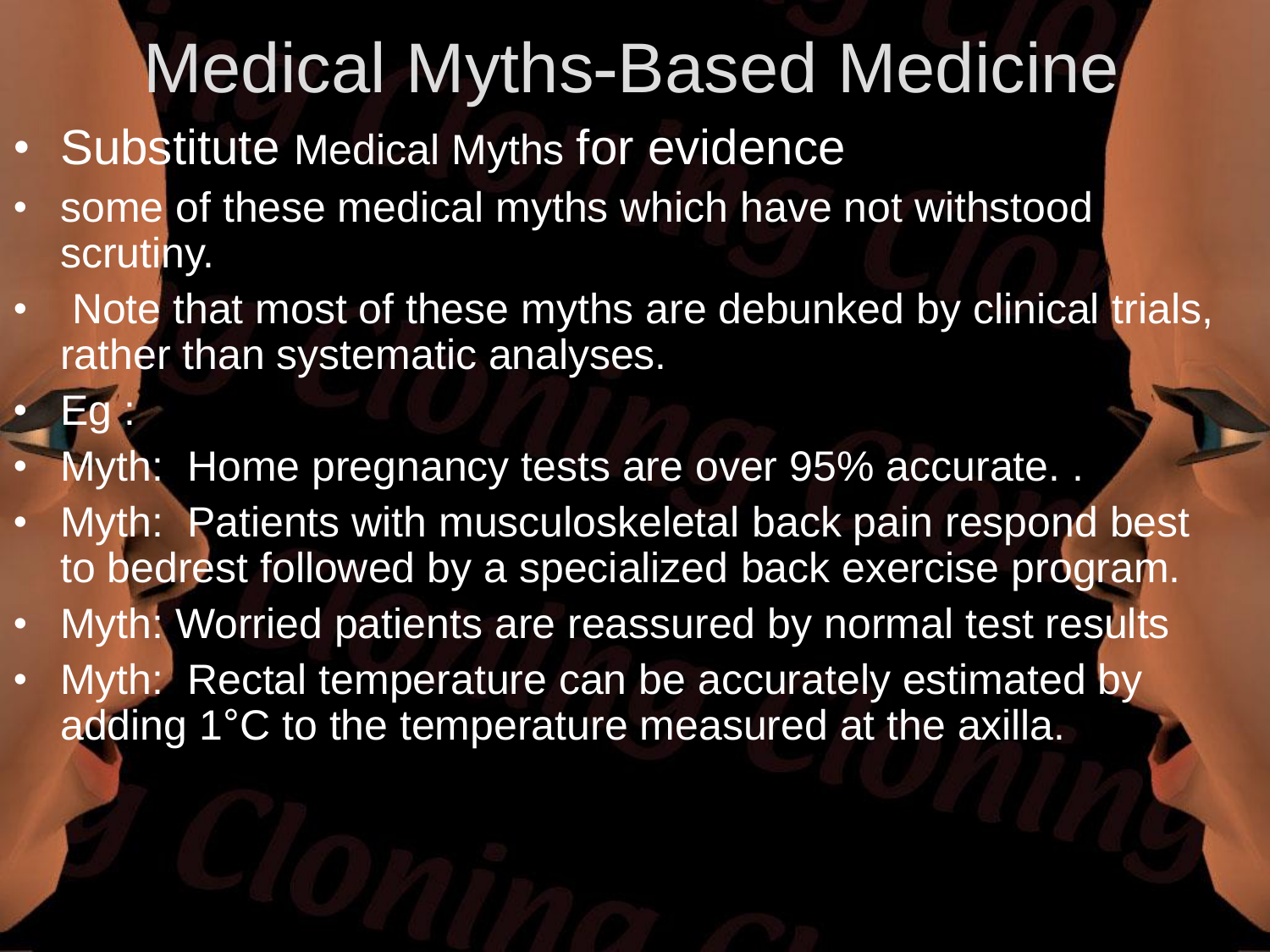# Medical Myths-Based Medicine

- Substitute Medical Myths for evidence
- some of these medical myths which have not withstood scrutiny.
- Note that most of these myths are debunked by clinical trials, rather than systematic analyses.
- Eg :
- Myth: Home pregnancy tests are over 95% accurate. .
- Myth: Patients with musculoskeletal back pain respond best to bedrest followed by a specialized back exercise program.
- Myth: Worried patients are reassured by normal test results
- Myth: Rectal temperature can be accurately estimated by adding 1°C to the temperature measured at the axilla.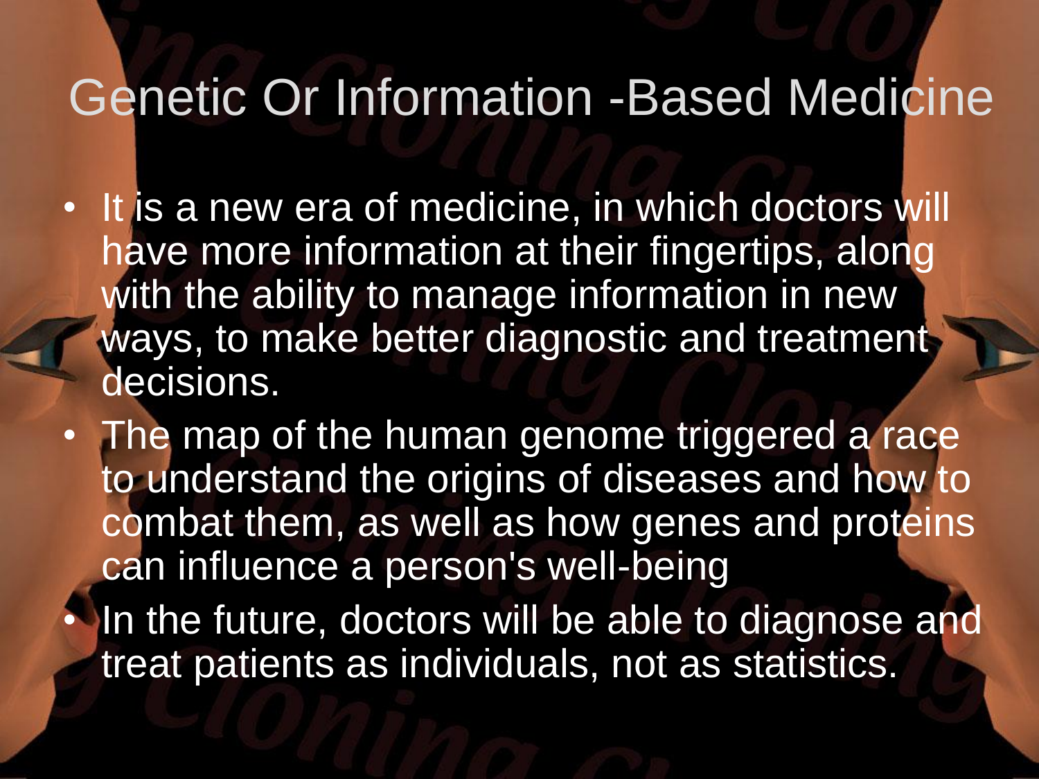# Genetic Or Information -Based Medicine

- It is a new era of medicine, in which doctors will have more information at their fingertips, along with the ability to manage information in new ways, to make better diagnostic and treatment decisions.
- The map of the human genome triggered a race to understand the origins of diseases and how to combat them, as well as how genes and proteins can influence a person's well-being
- In the future, doctors will be able to diagnose and treat patients as individuals, not as statistics.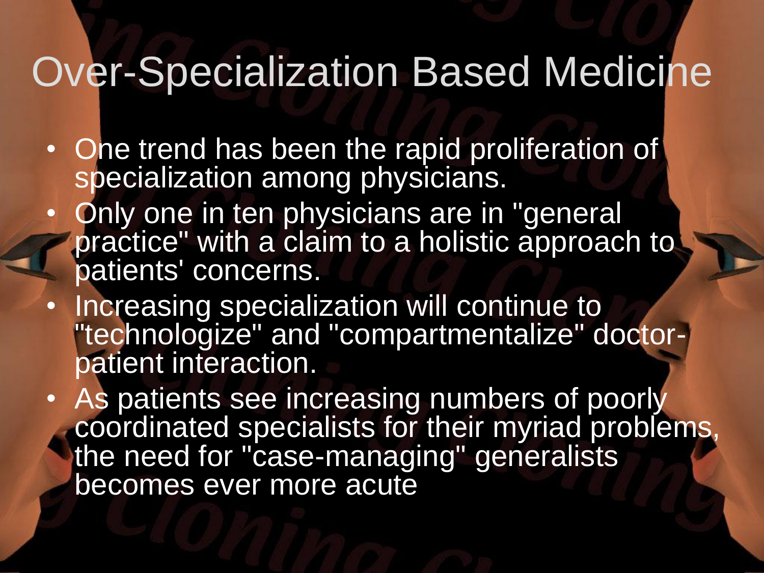# Over-Specialization Based Medicine

- One trend has been the rapid proliferation of specialization among physicians.
- Only one in ten physicians are in "general practice" with a claim to a holistic approach to patients' concerns.
- Increasing specialization will continue to "technologize" and "compartmentalize" doctor-patient interaction.
- As patients see increasing numbers of poorly coordinated specialists for their myriad problems, the need for "case-managing" generalists becomes ever more acute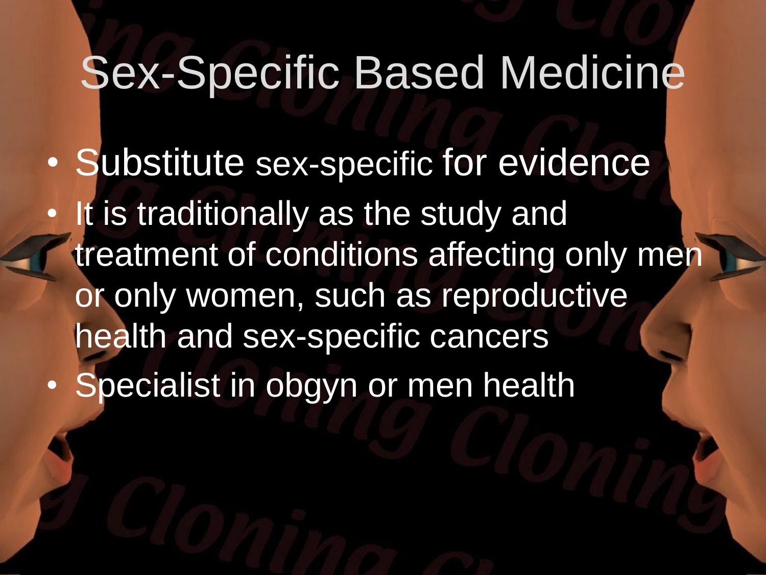# Sex-Specific Based Medicine

- Substitute sex-specific for evidence
- It is traditionally as the study and treatment of conditions affecting only men or only women, such as reproductive health and sex-specific cancers
- Specialist in obgyn or men health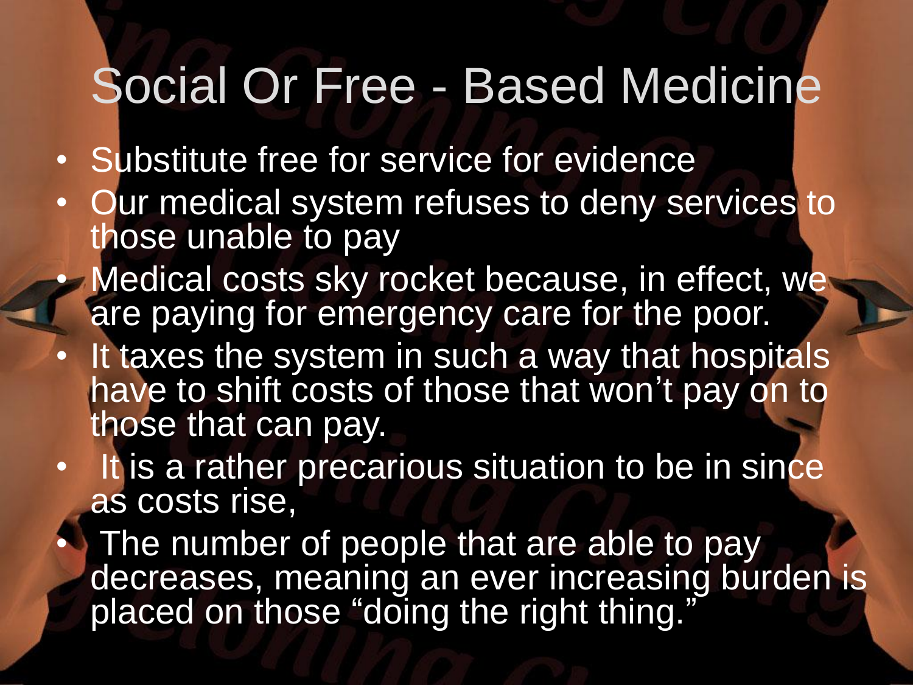# Social Or Free - Based Medicine

- Substitute free for service for evidence
- Our medical system refuses to deny services to those unable to pay
- Medical costs sky rocket because, in effect, we are paying for emergency care for the poor.
- It taxes the system in such a way that hospitals have to shift costs of those that won't pay on to those that can pay.
- It is a rather precarious situation to be in since as costs rise,
- The number of people that are able to pay decreases, meaning an ever increasing burden is placed on those "doing the right thing."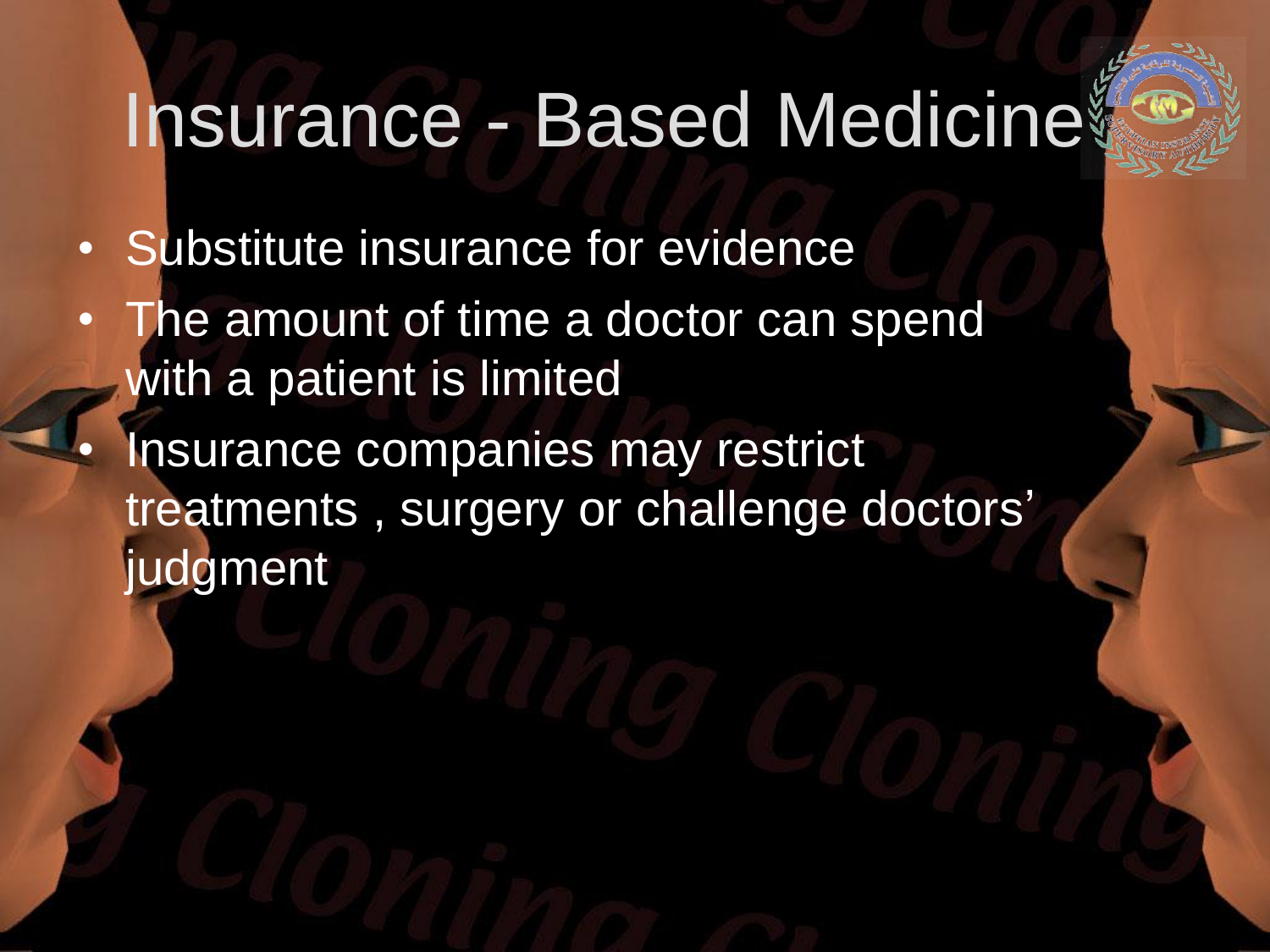# Insurance - Based Medicine

- Substitute insurance for evidence
- The amount of time a doctor can spend with a patient is limited
- Insurance companies may restrict treatments , surgery or challenge doctors' judgment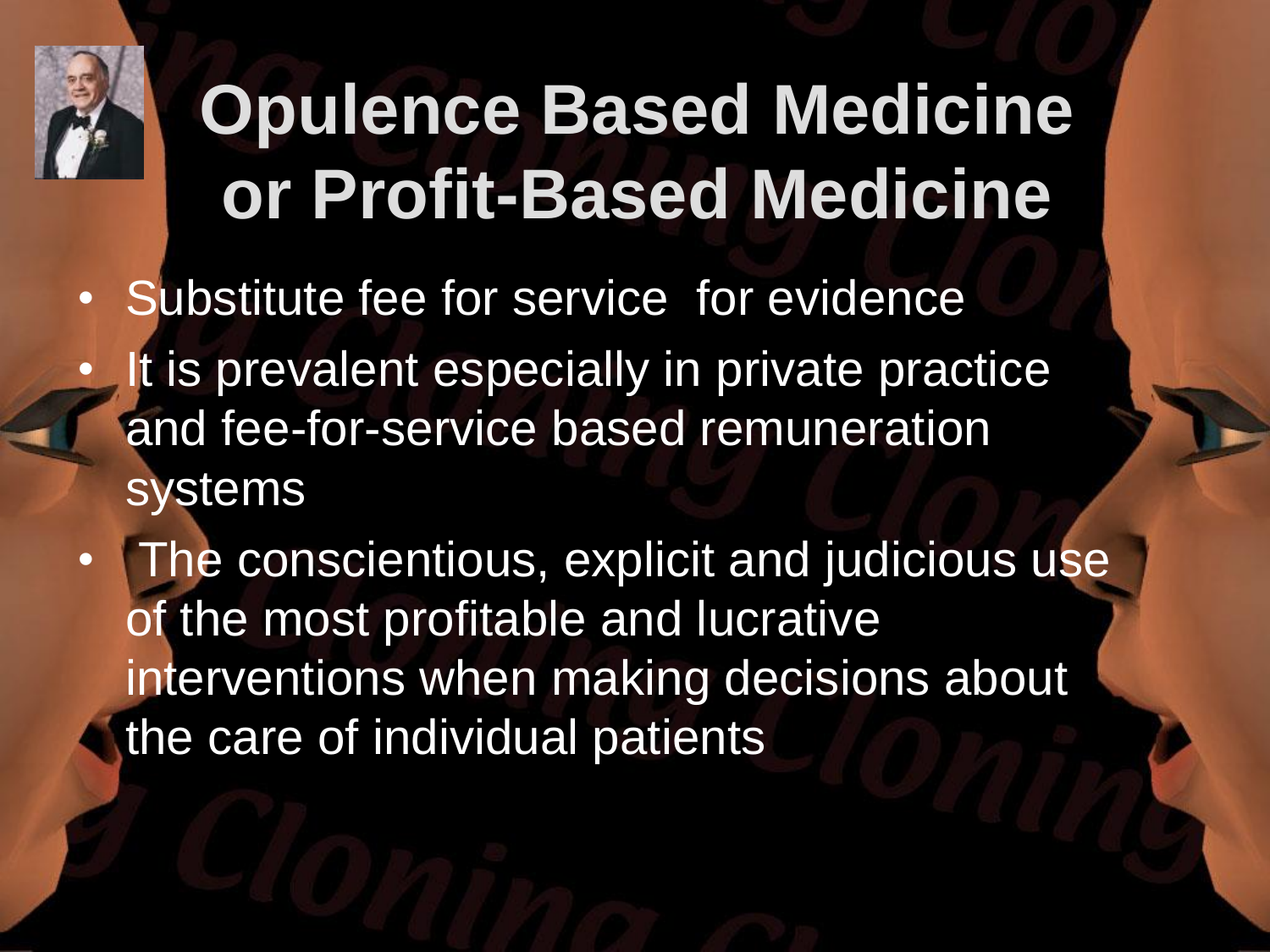# Opulence Based Medicine or Profit-Based Medicine

- Substitute fee for service  for evidence
- It is prevalent especially in private practice and fee-for-service based remuneration systems
- The conscientious, explicit and judicious use of the most profitable and lucrative interventions when making decisions about the care of individual patients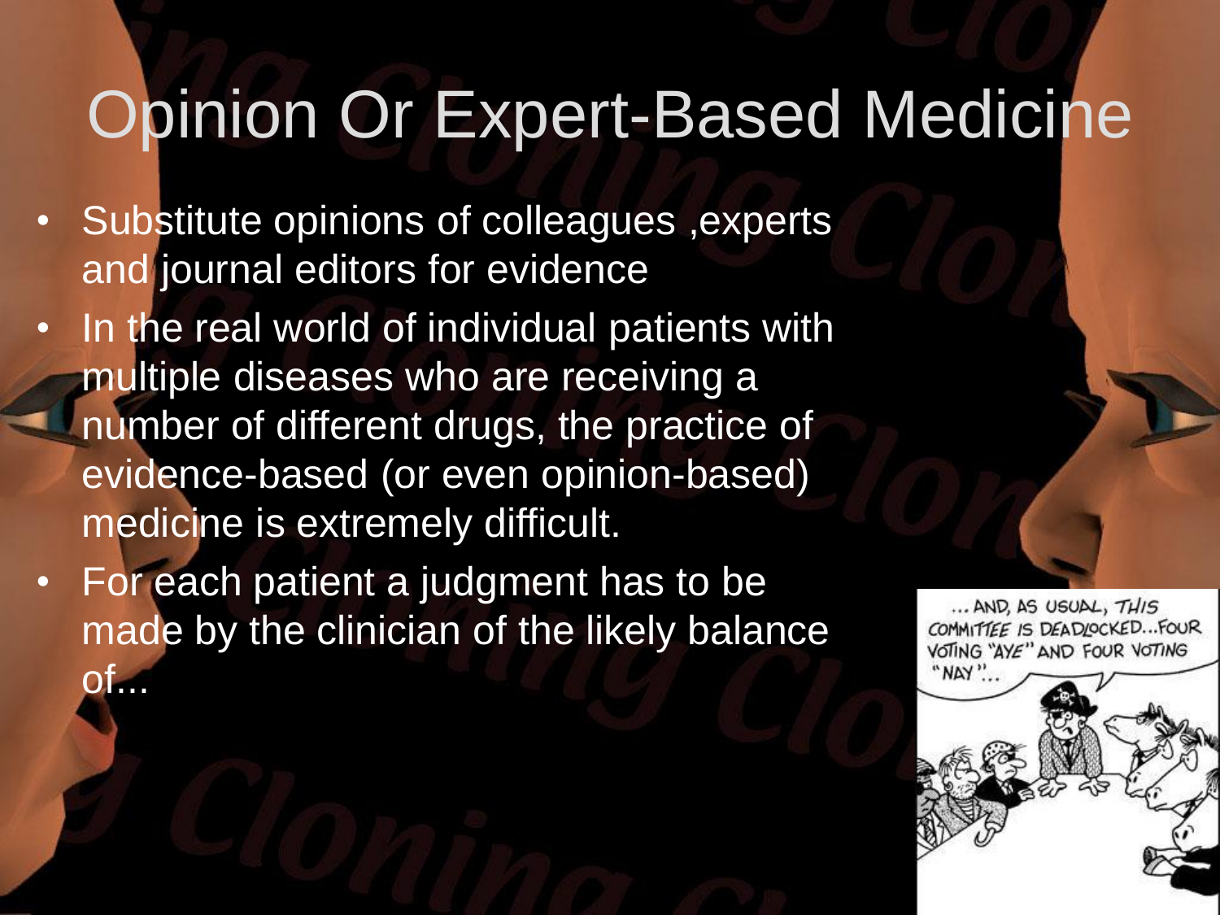# Opinion Or Expert-Based Medicine

- Substitute opinions of colleagues ,experts and journal editors for evidence
- In the real world of individual patients with multiple diseases who are receiving a number of different drugs, the practice of evidence-based (or even opinion-based) medicine is extremely difficult.
- For each patient a judgment has to be made by the clinician of the likely balance of...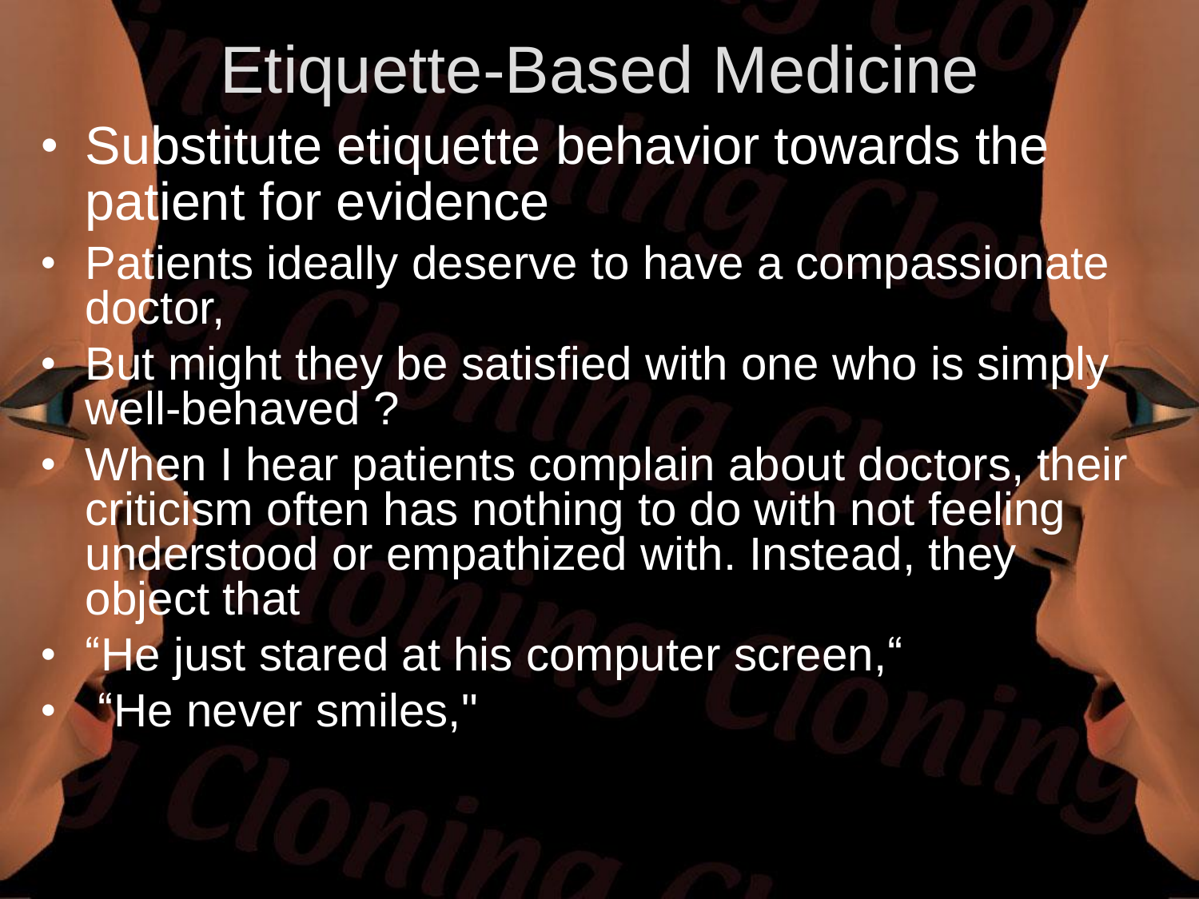# Etiquette-Based Medicine

- Substitute etiquette behavior towards the patient for evidence
- Patients ideally deserve to have a compassionate doctor,
- But might they be satisfied with one who is simply well-behaved ?
- When I hear patients complain about doctors, their criticism often has nothing to do with not feeling understood or empathized with. Instead, they object that
- “He just stared at his computer screen,“
- “He never smiles,"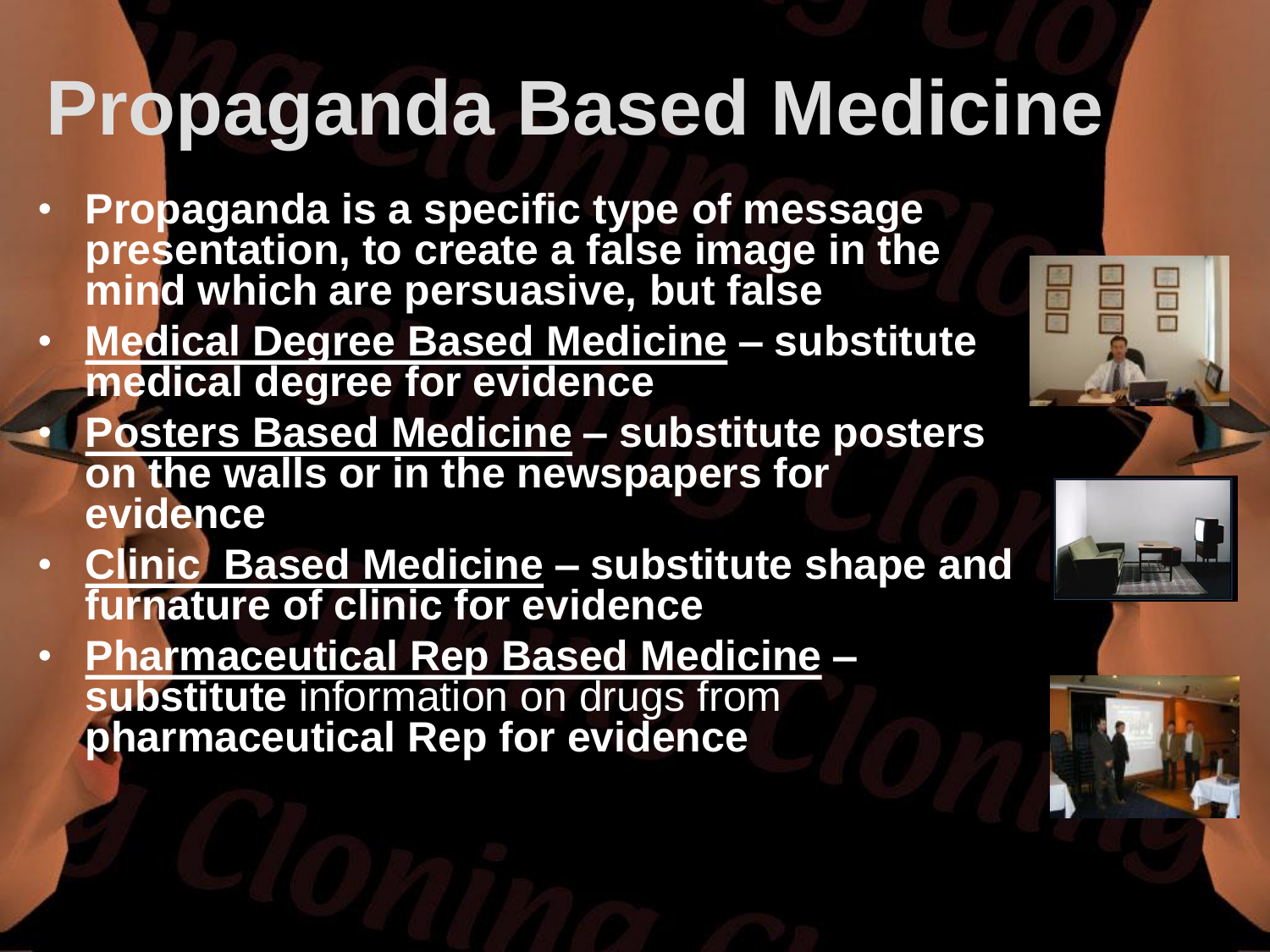# Propaganda Based Medicine

- **Propaganda is a specific type of message presentation, to create a false image in the mind which are persuasive, but false**
- **<u>Medical Degree Based Medicine</u> – substitute medical degree for evidence**
- **<u>Posters Based Medicine</u> – substitute posters on the walls or in the newspapers for evidence**
- **<u>Clinic  Based Medicine</u> – substitute shape and furnature of clinic for evidence**
- **<u>Pharmaceutical Rep Based Medicine</u> – substitute** information on drugs from **pharmaceutical Rep for evidence**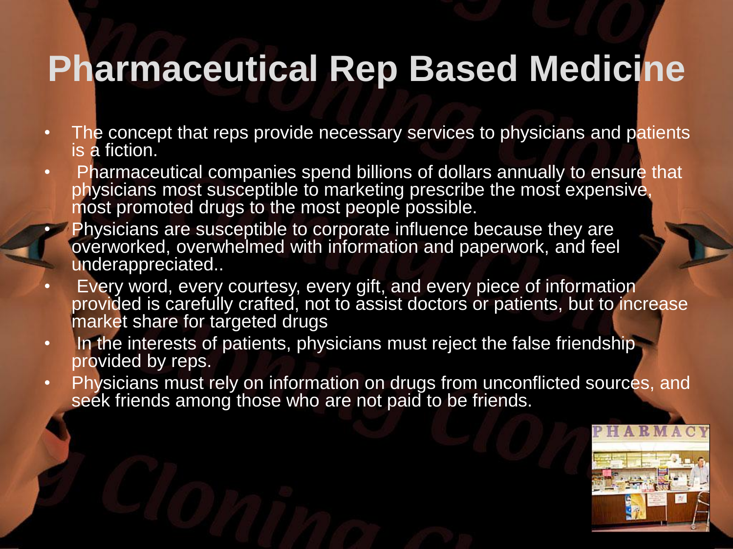# Pharmaceutical Rep Based Medicine

- The concept that reps provide necessary services to physicians and patients is a fiction.
- Pharmaceutical companies spend billions of dollars annually to ensure that physicians most susceptible to marketing prescribe the most expensive, most promoted drugs to the most people possible.
- Physicians are susceptible to corporate influence because they are overworked, overwhelmed with information and paperwork, and feel underappreciated..
- Every word, every courtesy, every gift, and every piece of information provided is carefully crafted, not to assist doctors or patients, but to increase market share for targeted drugs
- In the interests of patients, physicians must reject the false friendship provided by reps.
- Physicians must rely on information on drugs from unconflicted sources, and seek friends among those who are not paid to be friends.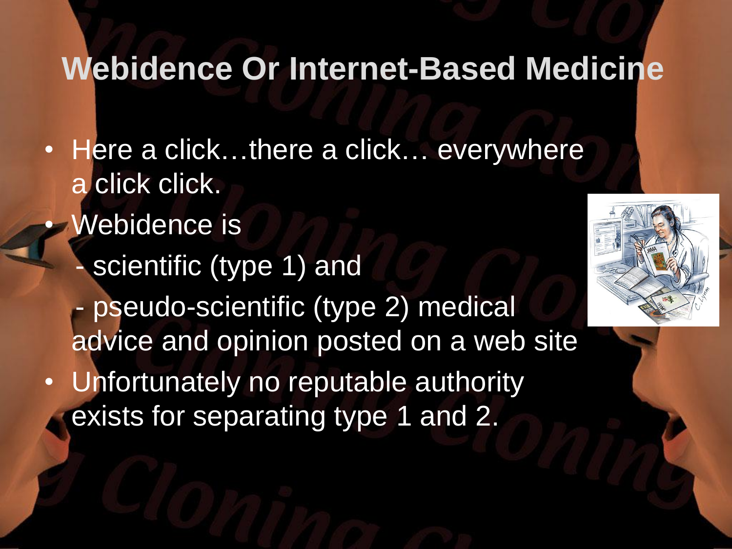# Webidence Or Internet-Based Medicine

- Here a click…there a click… everywhere a click click.
- Webidence is
  - scientific (type 1) and
  - pseudo-scientific (type 2) medical advice and opinion posted on a web site
- Unfortunately no reputable authority exists for separating type 1 and 2.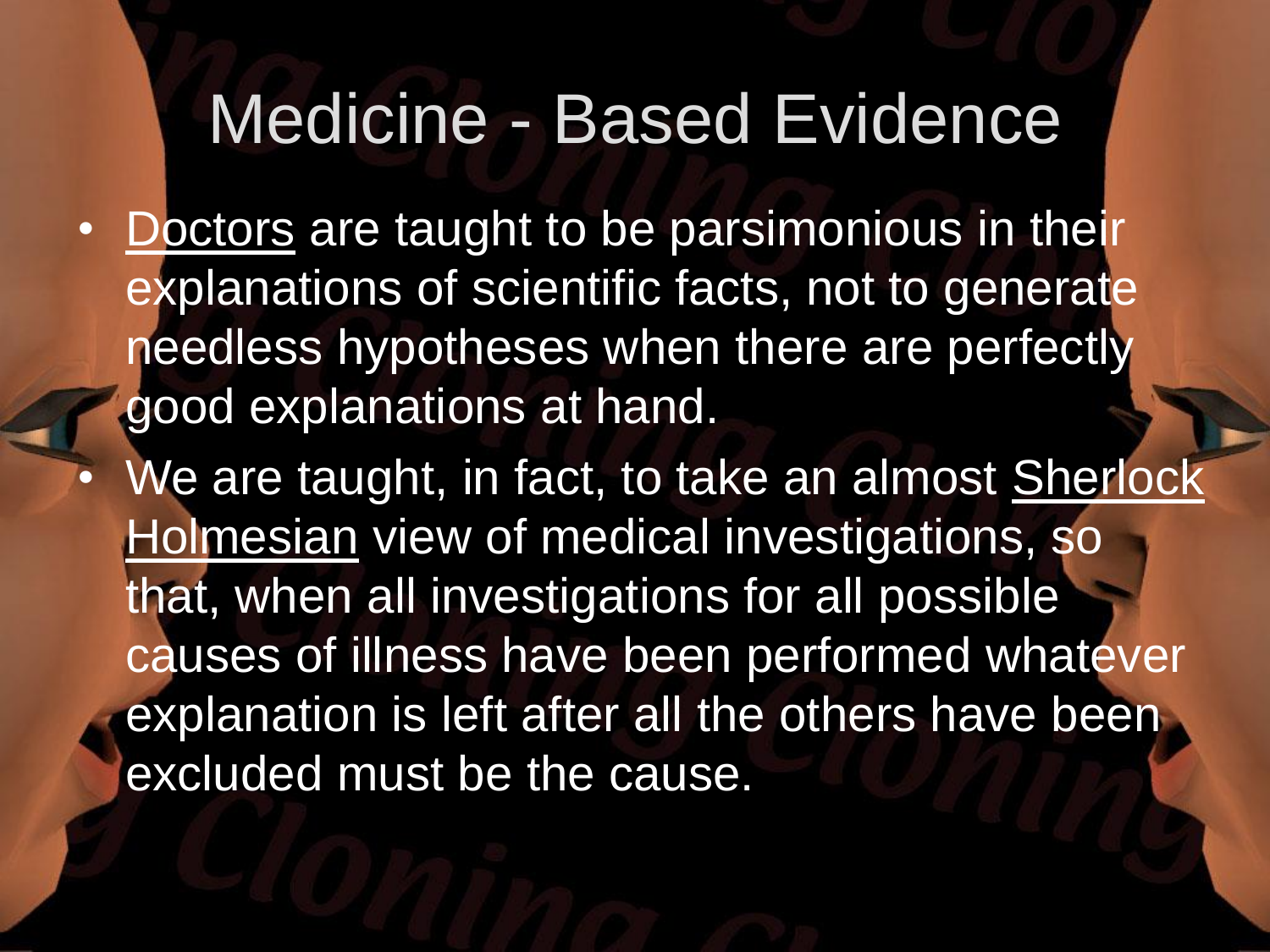# Medicine - Based Evidence

- Doctors are taught to be parsimonious in their explanations of scientific facts, not to generate needless hypotheses when there are perfectly good explanations at hand.
- We are taught, in fact, to take an almost Sherlock Holmesian view of medical investigations, so that, when all investigations for all possible causes of illness have been performed whatever explanation is left after all the others have been excluded must be the cause.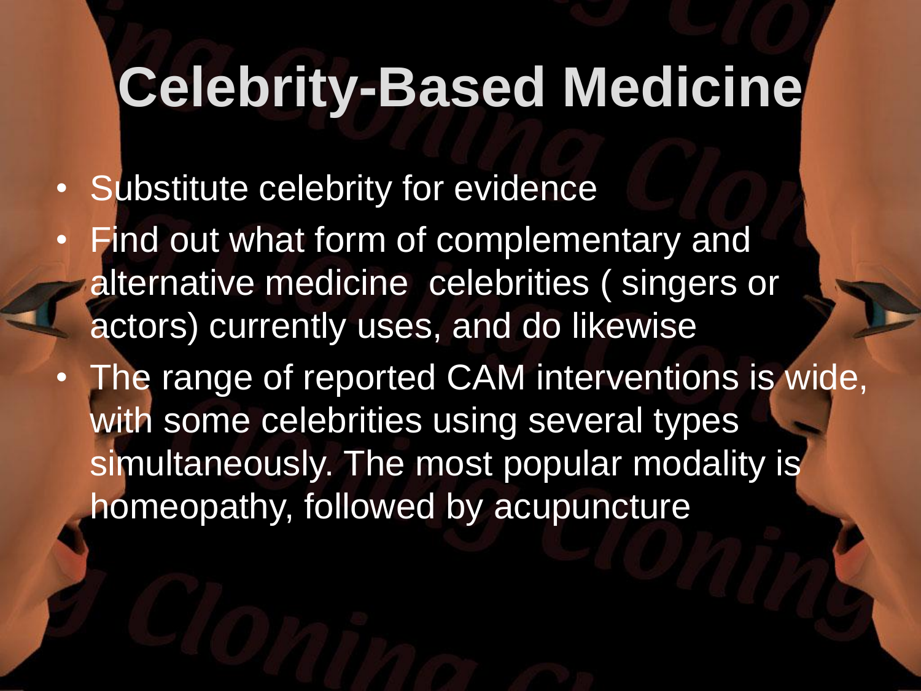# Celebrity-Based Medicine

- Substitute celebrity for evidence
- Find out what form of complementary and alternative medicine  celebrities ( singers or actors) currently uses, and do likewise
- The range of reported CAM interventions is wide, with some celebrities using several types simultaneously. The most popular modality is homeopathy, followed by acupuncture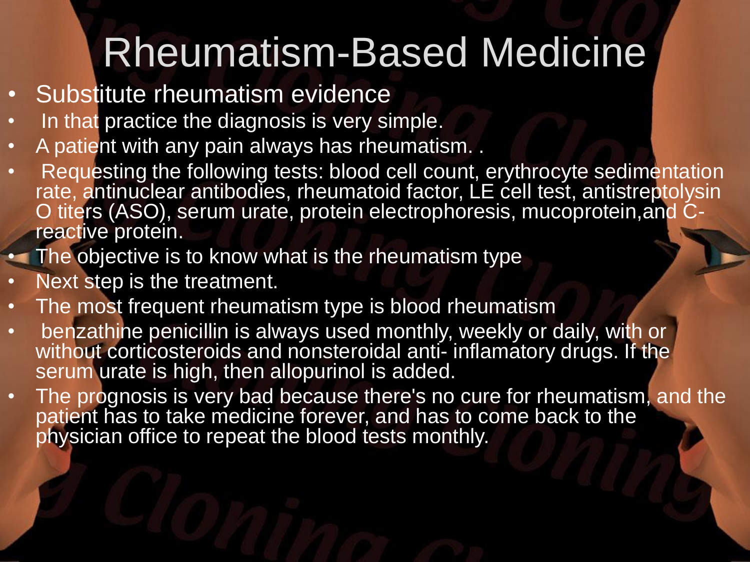# Rheumatism-Based Medicine

- Substitute rheumatism evidence
- In that practice the diagnosis is very simple.
- A patient with any pain always has rheumatism. .
- Requesting the following tests: blood cell count, erythrocyte sedimentation rate, antinuclear antibodies, rheumatoid factor, LE cell test, antistreptolysin O titers (ASO), serum urate, protein electrophoresis, mucoprotein,and C-reactive protein.
- The objective is to know what is the rheumatism type
- Next step is the treatment.
- The most frequent rheumatism type is blood rheumatism
- benzathine penicillin is always used monthly, weekly or daily, with or without corticosteroids and nonsteroidal anti- inflamatory drugs. If the serum urate is high, then allopurinol is added.
- The prognosis is very bad because there's no cure for rheumatism, and the patient has to take medicine forever, and has to come back to the physician office to repeat the blood tests monthly.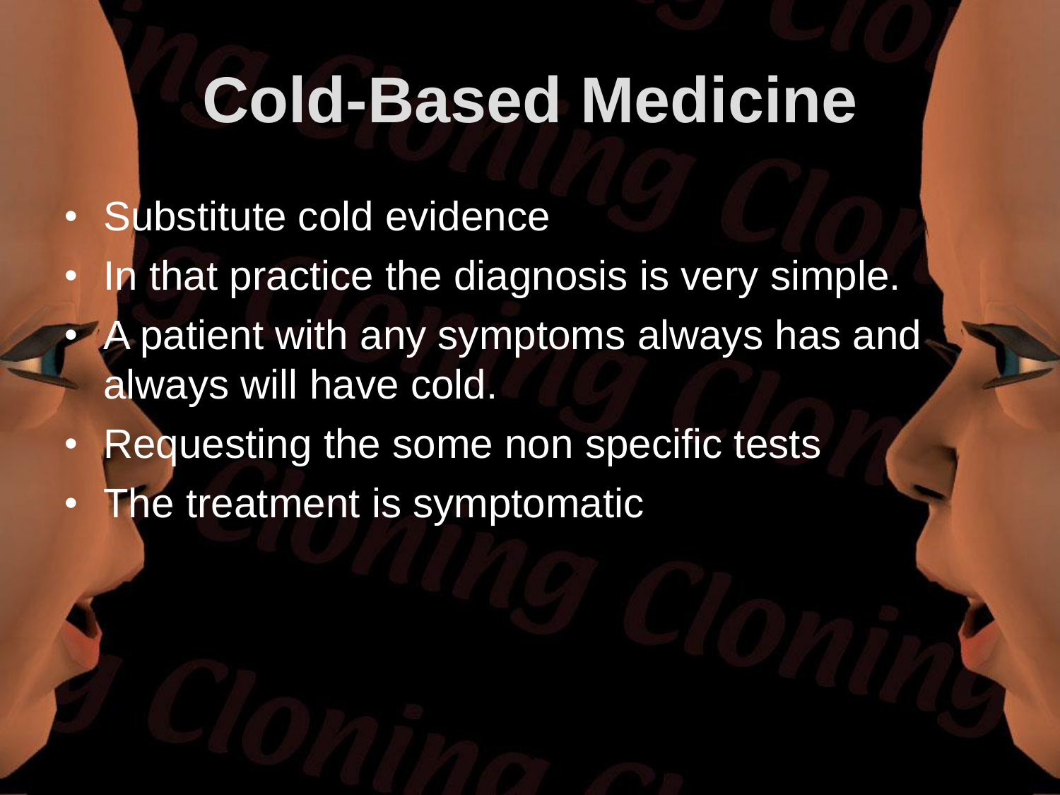# Cold-Based Medicine

- Substitute cold evidence
- In that practice the diagnosis is very simple.
- A patient with any symptoms always has and always will have cold.
- Requesting the some non specific tests
- The treatment is symptomatic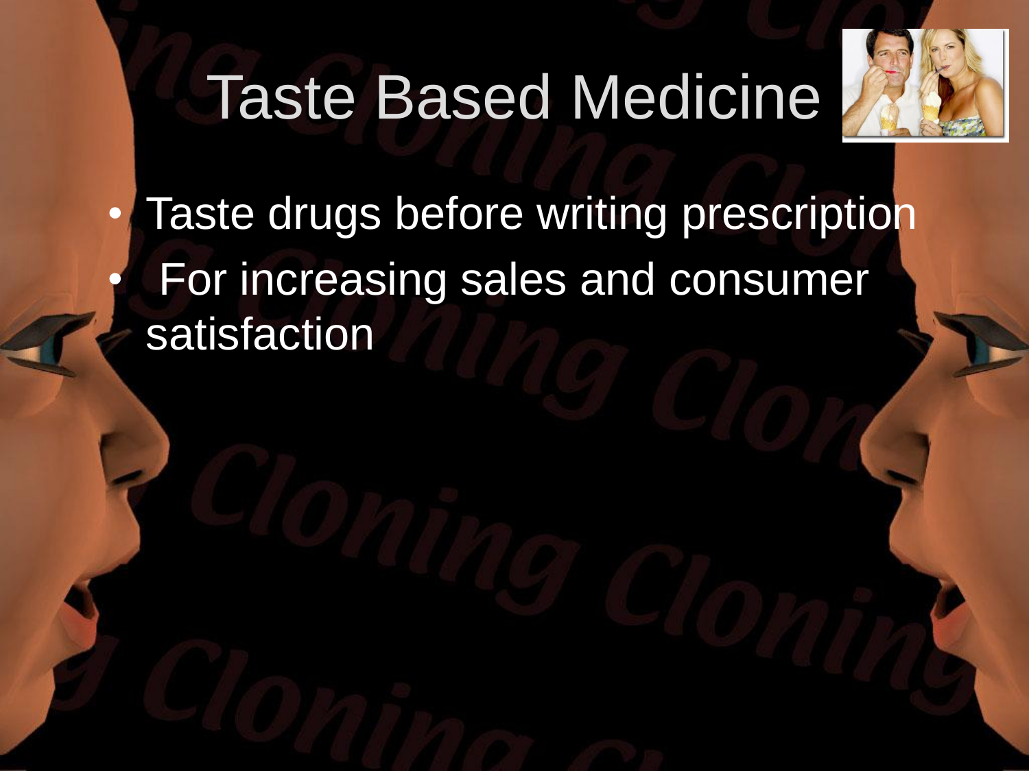# Taste Based Medicine

- Taste drugs before writing prescription
- For increasing sales and consumer satisfaction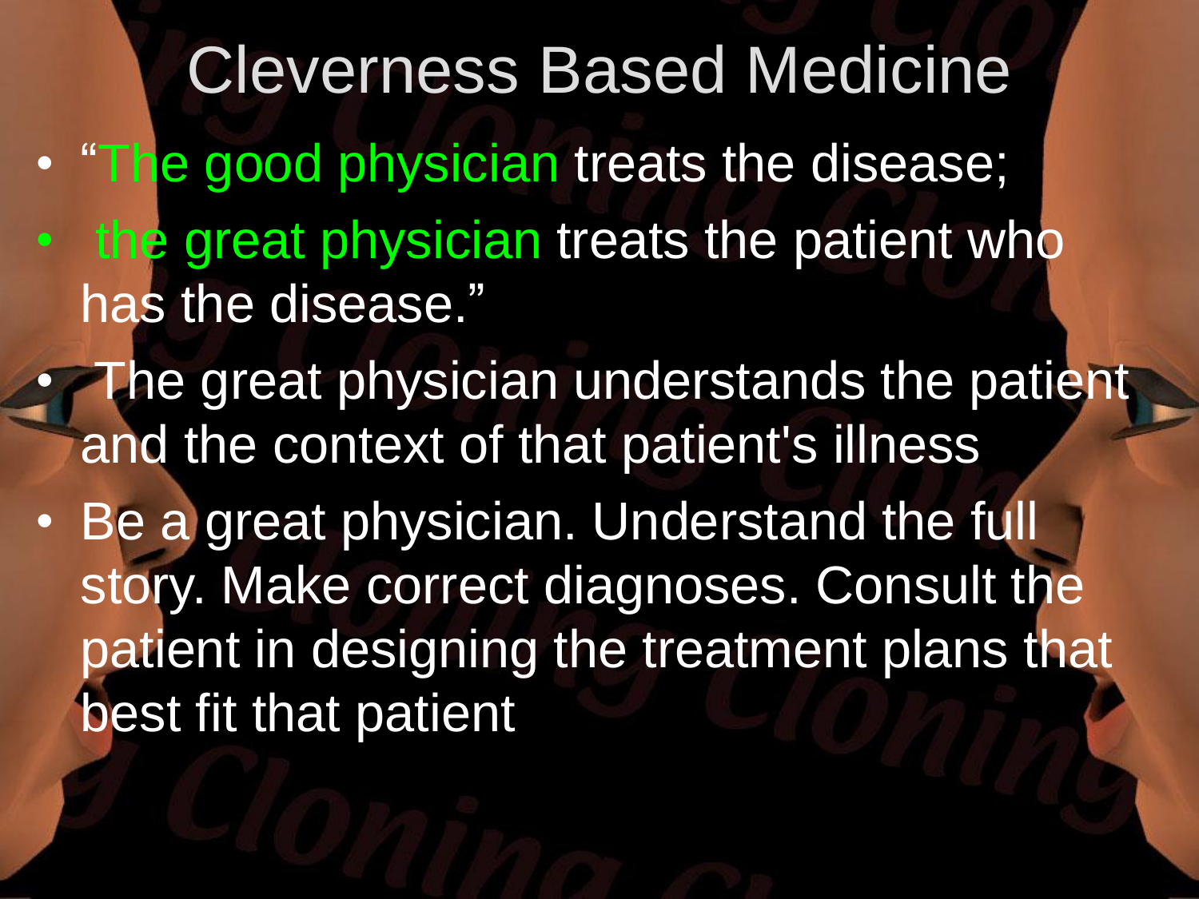# Cleverness Based Medicine

- "The good physician treats the disease;
- the great physician treats the patient who has the disease."
- The great physician understands the patient and the context of that patient's illness
- Be a great physician. Understand the full story. Make correct diagnoses. Consult the patient in designing the treatment plans that best fit that patient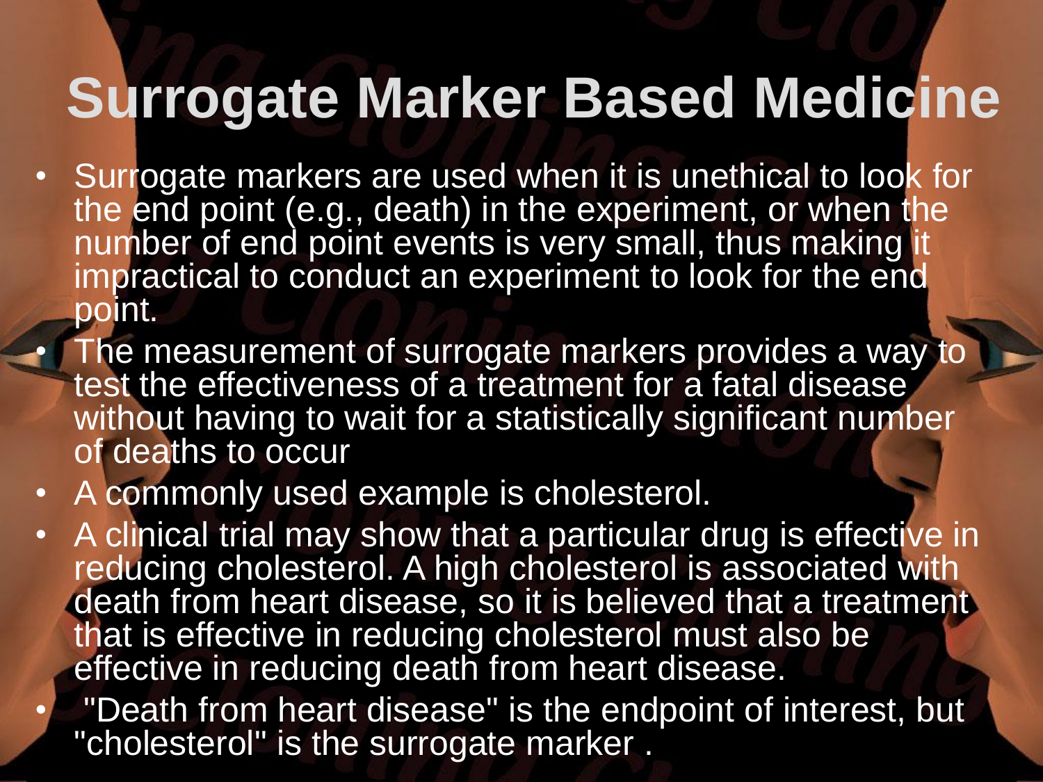# Surrogate Marker Based Medicine

- Surrogate markers are used when it is unethical to look for the end point (e.g., death) in the experiment, or when the number of end point events is very small, thus making it impractical to conduct an experiment to look for the end point.
- The measurement of surrogate markers provides a way to test the effectiveness of a treatment for a fatal disease without having to wait for a statistically significant number of deaths to occur
- A commonly used example is cholesterol.
- A clinical trial may show that a particular drug is effective in reducing cholesterol. A high cholesterol is associated with death from heart disease, so it is believed that a treatment that is effective in reducing cholesterol must also be effective in reducing death from heart disease.
- "Death from heart disease" is the endpoint of interest, but "cholesterol" is the surrogate marker .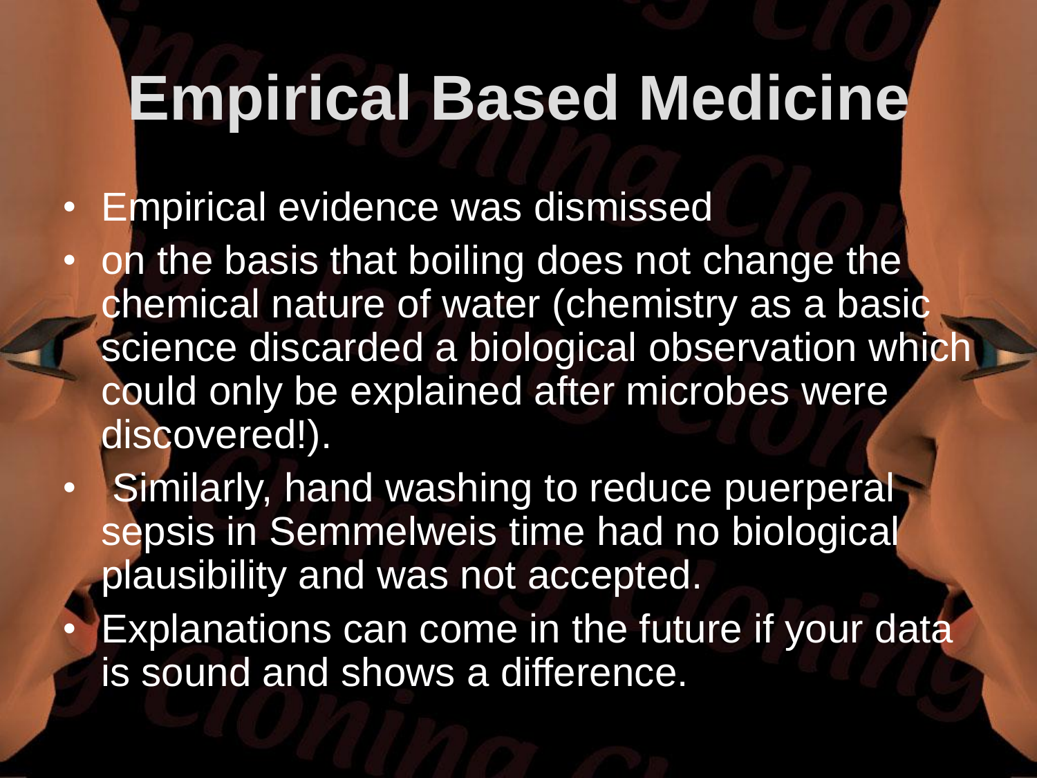# Empirical Based Medicine

- Empirical evidence was dismissed
- on the basis that boiling does not change the chemical nature of water (chemistry as a basic science discarded a biological observation which could only be explained after microbes were discovered!).
- Similarly, hand washing to reduce puerperal sepsis in Semmelweis time had no biological plausibility and was not accepted.
- Explanations can come in the future if your data is sound and shows a difference.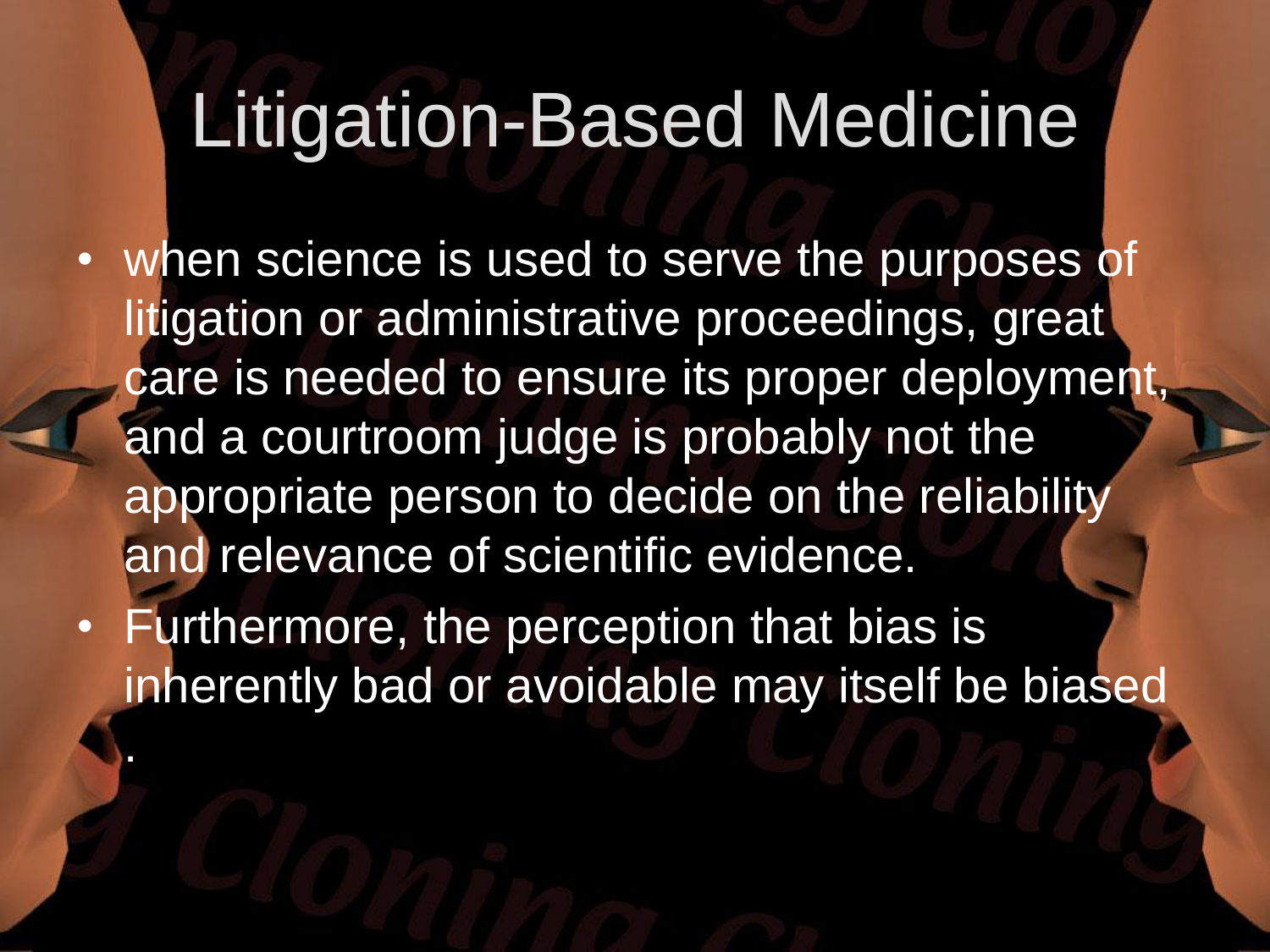# Litigation-Based Medicine

- when science is used to serve the purposes of litigation or administrative proceedings, great care is needed to ensure its proper deployment, and a courtroom judge is probably not the appropriate person to decide on the reliability and relevance of scientific evidence.
- Furthermore, the perception that bias is inherently bad or avoidable may itself be biased .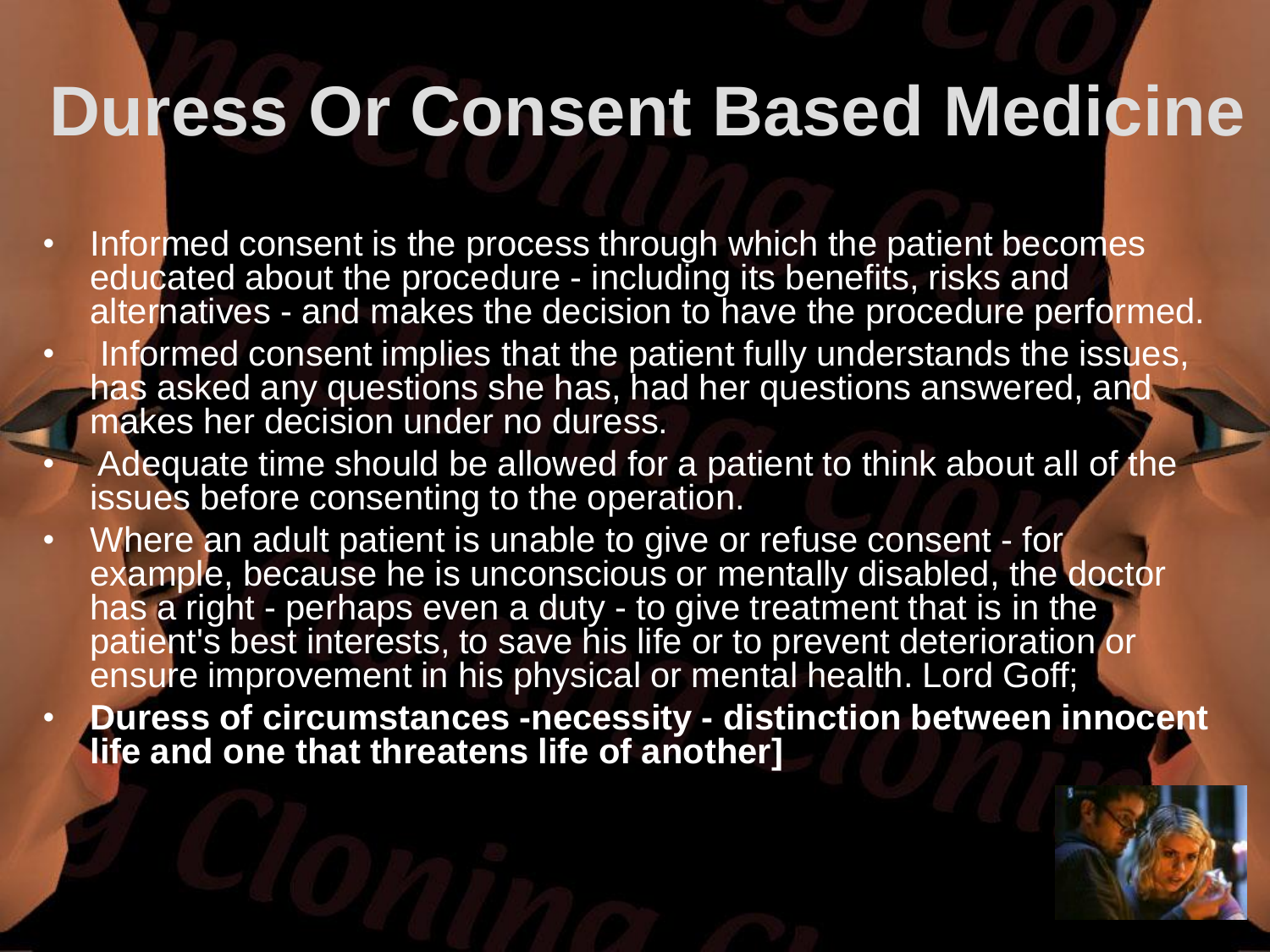# Duress Or Consent Based Medicine

- Informed consent is the process through which the patient becomes educated about the procedure - including its benefits, risks and alternatives - and makes the decision to have the procedure performed.
- Informed consent implies that the patient fully understands the issues, has asked any questions she has, had her questions answered, and makes her decision under no duress.
- Adequate time should be allowed for a patient to think about all of the issues before consenting to the operation.
- Where an adult patient is unable to give or refuse consent - for example, because he is unconscious or mentally disabled, the doctor has a right - perhaps even a duty - to give treatment that is in the patient's best interests, to save his life or to prevent deterioration or ensure improvement in his physical or mental health. Lord Goff;
- **Duress of circumstances -necessity - distinction between innocent life and one that threatens life of another]**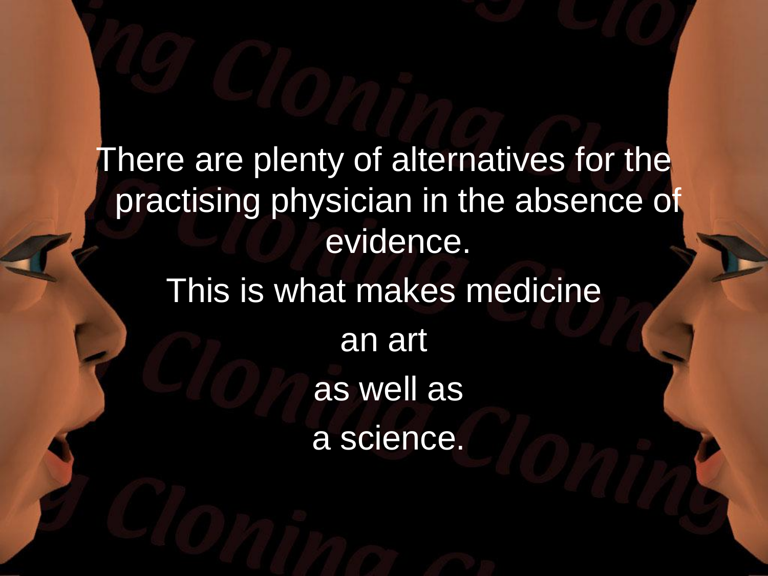There are plenty of alternatives for the practising physician in the absence of evidence.

This is what makes medicine

an art

as well as

a science.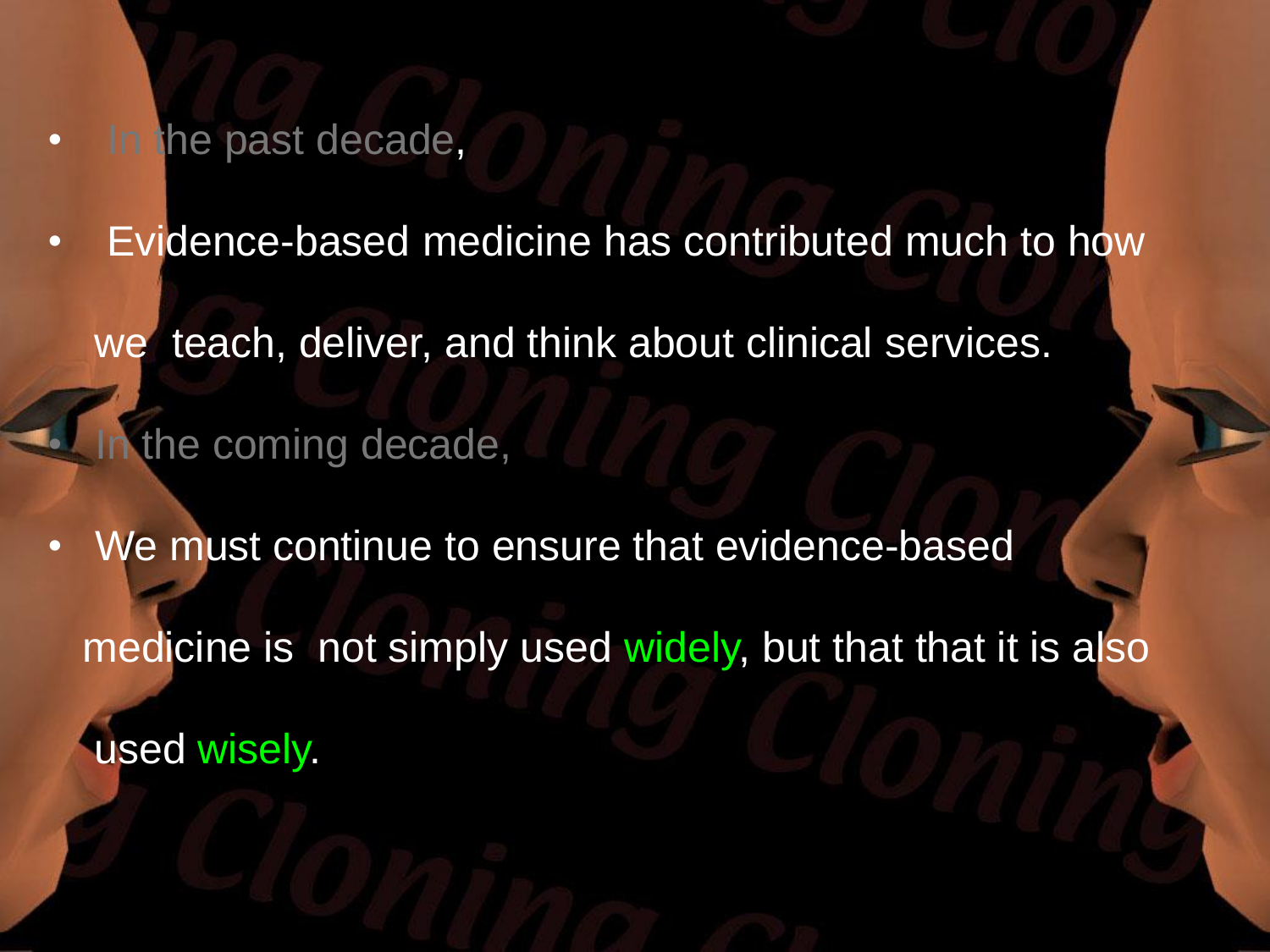- In the past decade,
- Evidence-based medicine has contributed much to how we teach, deliver, and think about clinical services.
- In the coming decade,
- We must continue to ensure that evidence-based medicine is not simply used widely, but that that it is also used wisely.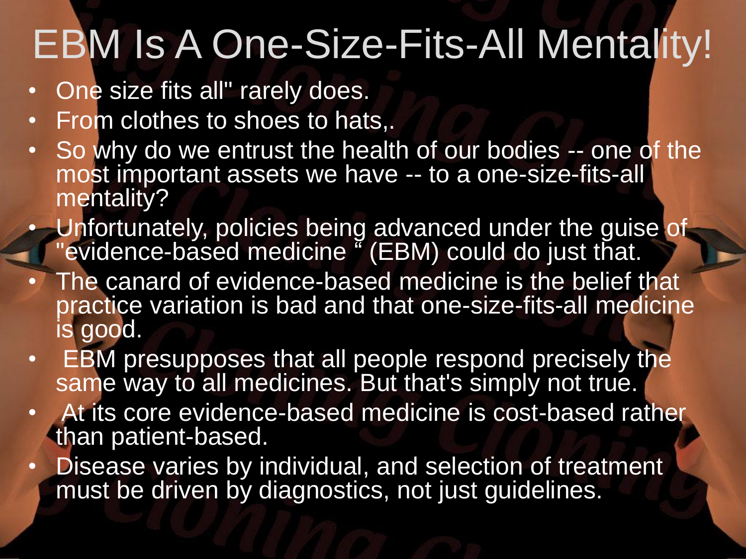# EBM Is A One-Size-Fits-All Mentality!

- One size fits all" rarely does.
- From clothes to shoes to hats,.
- So why do we entrust the health of our bodies -- one of the most important assets we have -- to a one-size-fits-all mentality?
- Unfortunately, policies being advanced under the guise of "evidence-based medicine " (EBM) could do just that.
- The canard of evidence-based medicine is the belief that practice variation is bad and that one-size-fits-all medicine is good.
- EBM presupposes that all people respond precisely the same way to all medicines. But that's simply not true.
- At its core evidence-based medicine is cost-based rather than patient-based.
- Disease varies by individual, and selection of treatment must be driven by diagnostics, not just guidelines.